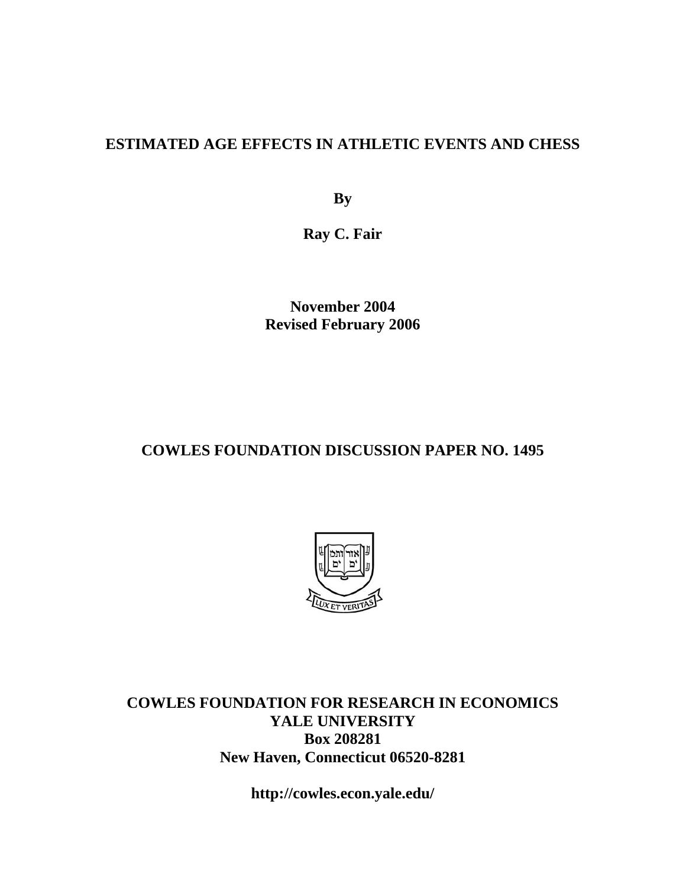# ESTIMATED AGE EFFECTS IN ATHLETIC EVENTS AND CHESS

**By**

**Ray C. Fair**

**November 2004**
**Revised February 2006**

## COWLES FOUNDATION DISCUSSION PAPER NO. 1495

**COWLES FOUNDATION FOR RESEARCH IN ECONOMICS**
**YALE UNIVERSITY**
**Box 208281**
**New Haven, Connecticut 06520-8281**

**http://cowles.econ.yale.edu/**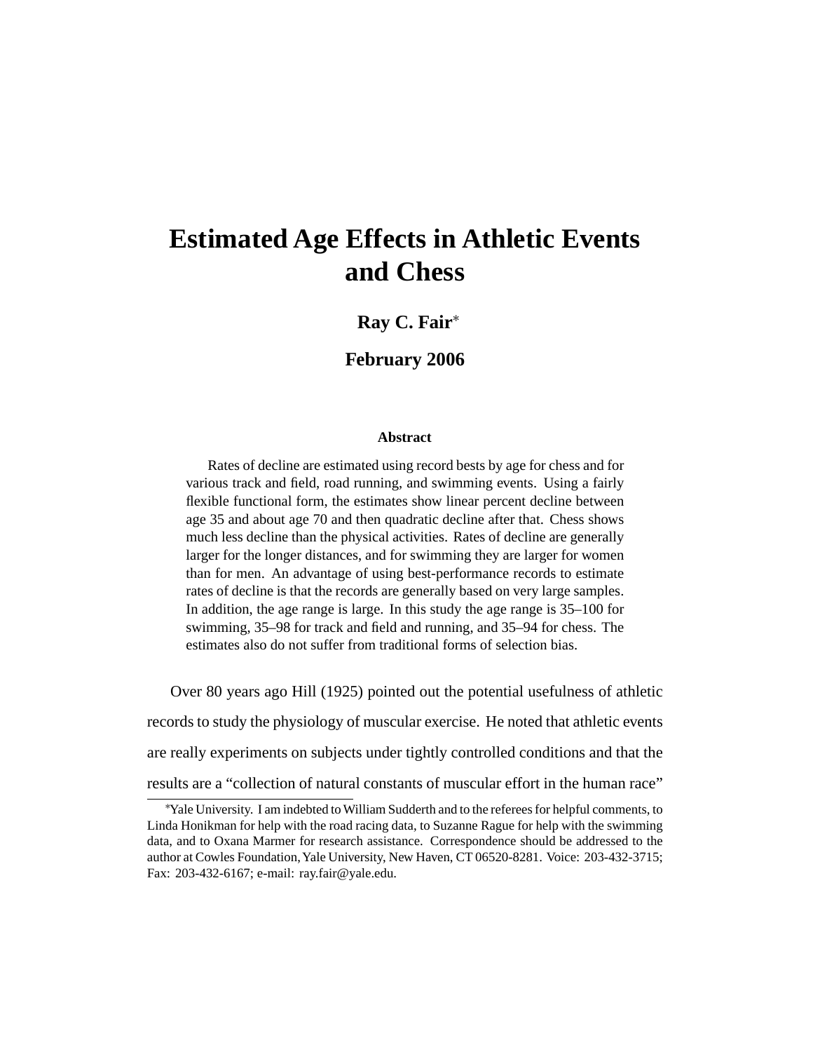④# Estimated Age Effects in Athletic Events and Chess

**Ray C. Fair**[*]

**February 2006**

### Abstract

Rates of decline are estimated using record bests by age for chess and for various track and field, road running, and swimming events. Using a fairly flexible functional form, the estimates show linear percent decline between age 35 and about age 70 and then quadratic decline after that. Chess shows much less decline than the physical activities. Rates of decline are generally larger for the longer distances, and for swimming they are larger for women than for men. An advantage of using best-performance records to estimate rates of decline is that the records are generally based on very large samples. In addition, the age range is large. In this study the age range is 35–100 for swimming, 35–98 for track and field and running, and 35–94 for chess. The estimates also do not suffer from traditional forms of selection bias.

Over 80 years ago Hill (1925) pointed out the potential usefulness of athletic records to study the physiology of muscular exercise. He noted that athletic events are really experiments on subjects under tightly controlled conditions and that the results are a "collection of natural constants of muscular effort in the human race"

[*]Yale University. I am indebted to William Sudderth and to the referees for helpful comments, to Linda Honikman for help with the road racing data, to Suzanne Rague for help with the swimming data, and to Oxana Marmer for research assistance. Correspondence should be addressed to the author at Cowles Foundation, Yale University, New Haven, CT 06520-8281. Voice: 203-432-3715; Fax: 203-432-6167; e-mail: ray.fair@yale.edu.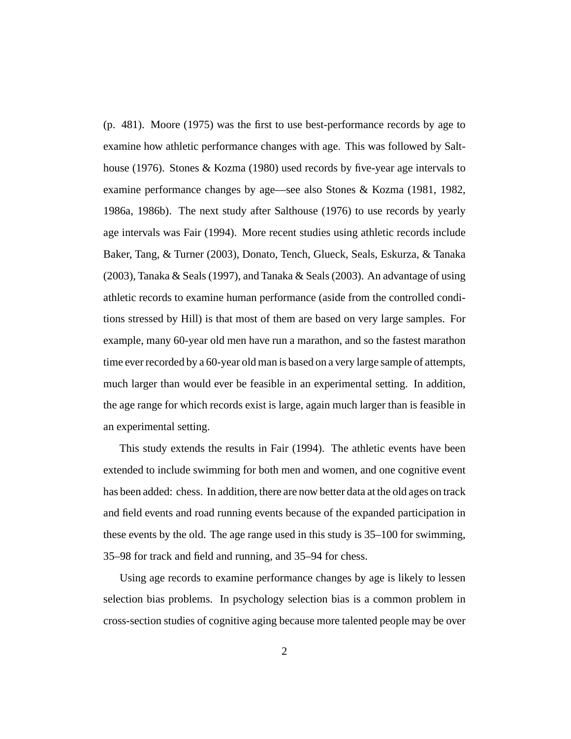(p. 481). Moore (1975) was the first to use best-performance records by age to examine how athletic performance changes with age. This was followed by Salthouse (1976). Stones & Kozma (1980) used records by five-year age intervals to examine performance changes by age—see also Stones & Kozma (1981, 1982, 1986a, 1986b). The next study after Salthouse (1976) to use records by yearly age intervals was Fair (1994). More recent studies using athletic records include Baker, Tang, & Turner (2003), Donato, Tench, Glueck, Seals, Eskurza, & Tanaka (2003), Tanaka & Seals (1997), and Tanaka & Seals (2003). An advantage of using athletic records to examine human performance (aside from the controlled conditions stressed by Hill) is that most of them are based on very large samples. For example, many 60-year old men have run a marathon, and so the fastest marathon time ever recorded by a 60-year old man is based on a very large sample of attempts, much larger than would ever be feasible in an experimental setting. In addition, the age range for which records exist is large, again much larger than is feasible in an experimental setting.

This study extends the results in Fair (1994). The athletic events have been extended to include swimming for both men and women, and one cognitive event has been added: chess. In addition, there are now better data at the old ages on track and field events and road running events because of the expanded participation in these events by the old. The age range used in this study is 35–100 for swimming, 35–98 for track and field and running, and 35–94 for chess.

Using age records to examine performance changes by age is likely to lessen selection bias problems. In psychology selection bias is a common problem in cross-section studies of cognitive aging because more talented people may be over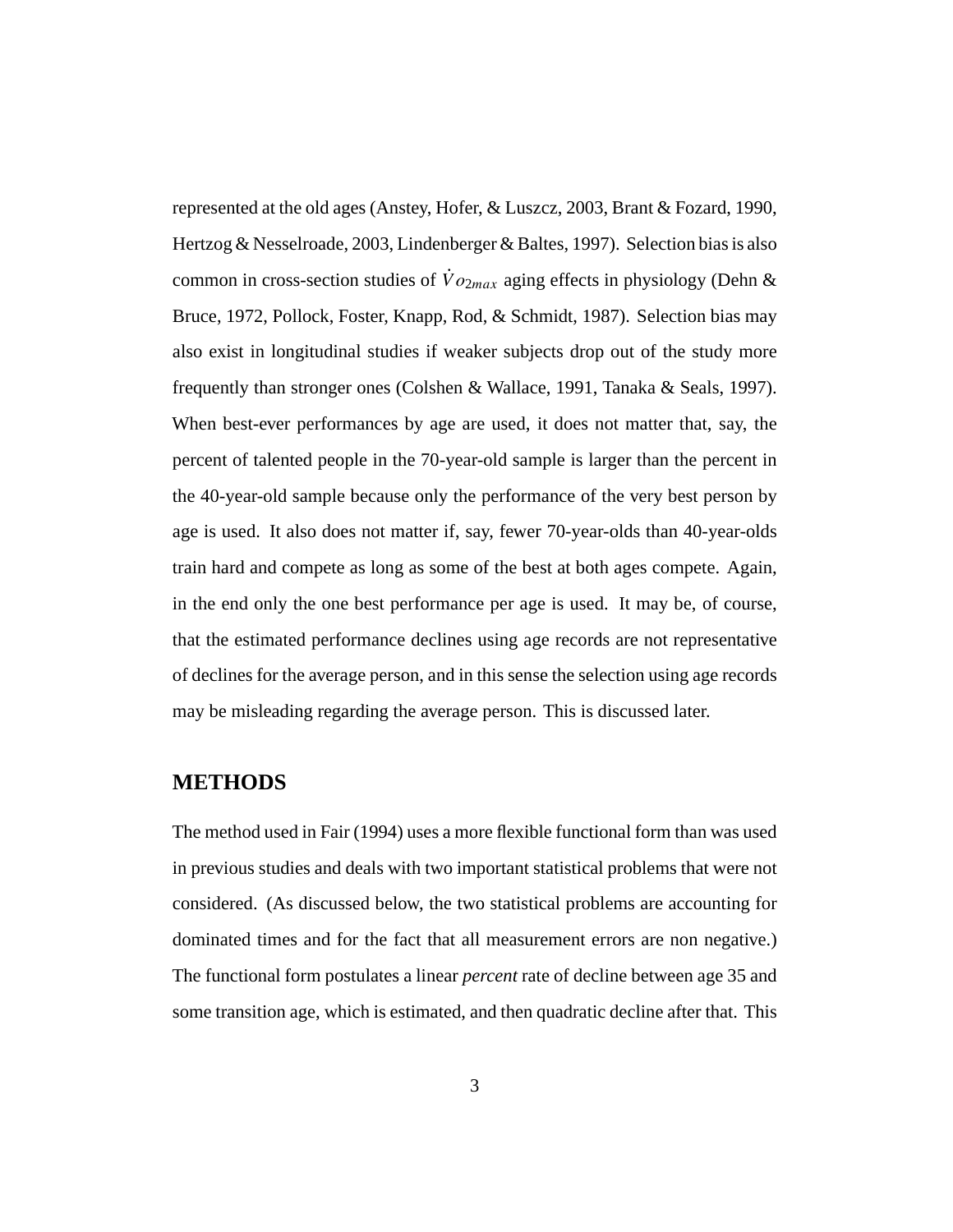represented at the old ages (Anstey, Hofer, & Luszcz, 2003, Brant & Fozard, 1990, Hertzog & Nesselroade, 2003, Lindenberger & Baltes, 1997). Selection bias is also common in cross-section studies of $\dot{V}o_{2max}$ aging effects in physiology (Dehn & Bruce, 1972, Pollock, Foster, Knapp, Rod, & Schmidt, 1987). Selection bias may also exist in longitudinal studies if weaker subjects drop out of the study more frequently than stronger ones (Colshen & Wallace, 1991, Tanaka & Seals, 1997). When best-ever performances by age are used, it does not matter that, say, the percent of talented people in the 70-year-old sample is larger than the percent in the 40-year-old sample because only the performance of the very best person by age is used. It also does not matter if, say, fewer 70-year-olds than 40-year-olds train hard and compete as long as some of the best at both ages compete. Again, in the end only the one best performance per age is used. It may be, of course, that the estimated performance declines using age records are not representative of declines for the average person, and in this sense the selection using age records may be misleading regarding the average person. This is discussed later.

## METHODS

The method used in Fair (1994) uses a more flexible functional form than was used in previous studies and deals with two important statistical problems that were not considered. (As discussed below, the two statistical problems are accounting for dominated times and for the fact that all measurement errors are non negative.) The functional form postulates a linear *percent* rate of decline between age 35 and some transition age, which is estimated, and then quadratic decline after that. This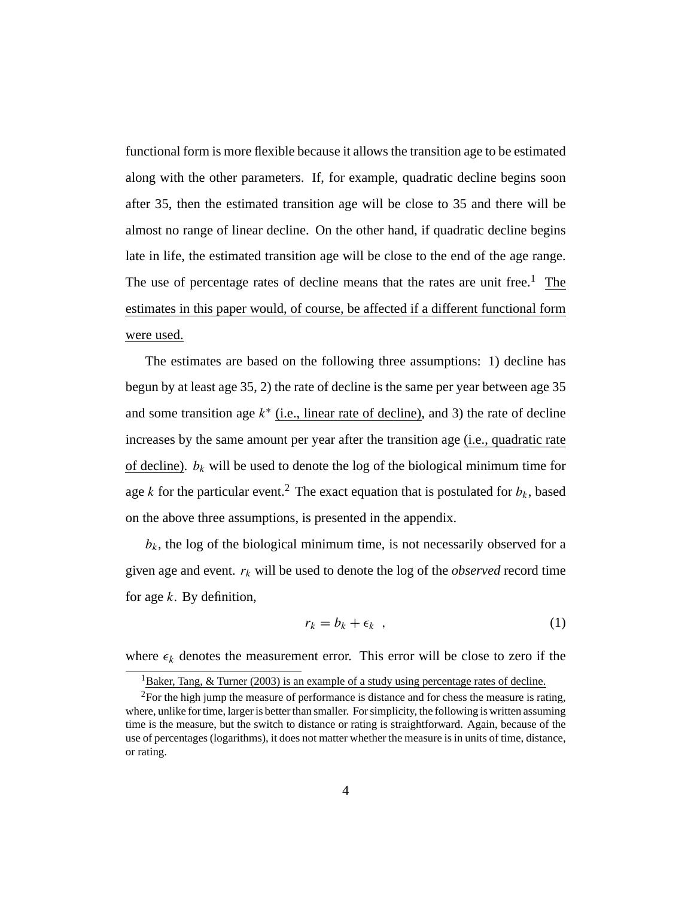functional form is more flexible because it allows the transition age to be estimated along with the other parameters. If, for example, quadratic decline begins soon after 35, then the estimated transition age will be close to 35 and there will be almost no range of linear decline. On the other hand, if quadratic decline begins late in life, the estimated transition age will be close to the end of the age range. The use of percentage rates of decline means that the rates are unit free.[1] The estimates in this paper would, of course, be affected if a different functional form were used.

The estimates are based on the following three assumptions: 1) decline has begun by at least age 35, 2) the rate of decline is the same per year between age 35 and some transition age $k^*$ (i.e., linear rate of decline), and 3) the rate of decline increases by the same amount per year after the transition age (i.e., quadratic rate of decline). $b_k$ will be used to denote the log of the biological minimum time for age $k$ for the particular event.[2] The exact equation that is postulated for $b_k$, based on the above three assumptions, is presented in the appendix.

$b_k$, the log of the biological minimum time, is not necessarily observed for a given age and event. $r_k$ will be used to denote the log of the *observed* record time for age $k$. By definition,

$$r_k = b_k + \epsilon_k \ , \tag{1}$$

where $\epsilon_k$ denotes the measurement error. This error will be close to zero if the

[1] Baker, Tang, & Turner (2003) is an example of a study using percentage rates of decline.

[2] For the high jump the measure of performance is distance and for chess the measure is rating, where, unlike for time, larger is better than smaller. For simplicity, the following is written assuming time is the measure, but the switch to distance or rating is straightforward. Again, because of the use of percentages (logarithms), it does not matter whether the measure is in units of time, distance, or rating.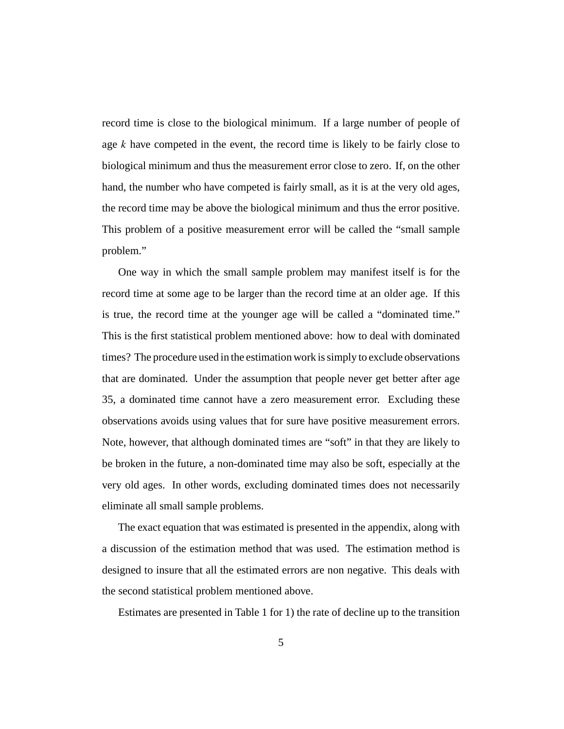record time is close to the biological minimum. If a large number of people of age $k$ have competed in the event, the record time is likely to be fairly close to biological minimum and thus the measurement error close to zero. If, on the other hand, the number who have competed is fairly small, as it is at the very old ages, the record time may be above the biological minimum and thus the error positive. This problem of a positive measurement error will be called the "small sample problem."

One way in which the small sample problem may manifest itself is for the record time at some age to be larger than the record time at an older age. If this is true, the record time at the younger age will be called a "dominated time." This is the first statistical problem mentioned above: how to deal with dominated times? The procedure used in the estimation work is simply to exclude observations that are dominated. Under the assumption that people never get better after age 35, a dominated time cannot have a zero measurement error. Excluding these observations avoids using values that for sure have positive measurement errors. Note, however, that although dominated times are "soft" in that they are likely to be broken in the future, a non-dominated time may also be soft, especially at the very old ages. In other words, excluding dominated times does not necessarily eliminate all small sample problems.

The exact equation that was estimated is presented in the appendix, along with a discussion of the estimation method that was used. The estimation method is designed to insure that all the estimated errors are non negative. This deals with the second statistical problem mentioned above.

Estimates are presented in Table 1 for 1) the rate of decline up to the transition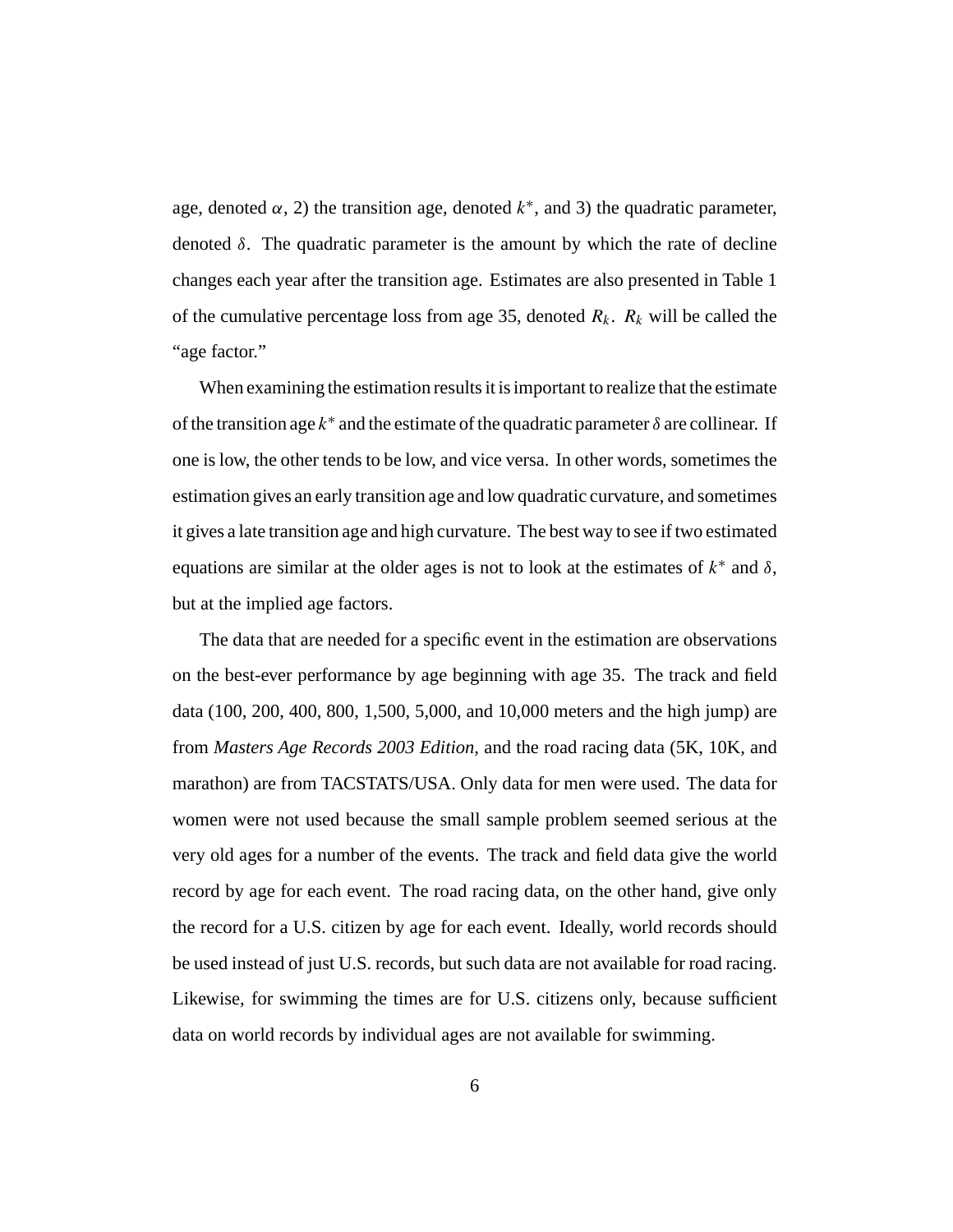age, denoted $\alpha$, 2) the transition age, denoted $k^*$, and 3) the quadratic parameter, denoted $\delta$. The quadratic parameter is the amount by which the rate of decline changes each year after the transition age. Estimates are also presented in Table 1 of the cumulative percentage loss from age 35, denoted $R_k$. $R_k$ will be called the "age factor."

When examining the estimation results it is important to realize that the estimate of the transition age $k^*$ and the estimate of the quadratic parameter $\delta$ are collinear. If one is low, the other tends to be low, and vice versa. In other words, sometimes the estimation gives an early transition age and low quadratic curvature, and sometimes it gives a late transition age and high curvature. The best way to see if two estimated equations are similar at the older ages is not to look at the estimates of $k^*$ and $\delta$, but at the implied age factors.

The data that are needed for a specific event in the estimation are observations on the best-ever performance by age beginning with age 35. The track and field data (100, 200, 400, 800, 1,500, 5,000, and 10,000 meters and the high jump) are from *Masters Age Records 2003 Edition*, and the road racing data (5K, 10K, and marathon) are from TACSTATS/USA. Only data for men were used. The data for women were not used because the small sample problem seemed serious at the very old ages for a number of the events. The track and field data give the world record by age for each event. The road racing data, on the other hand, give only the record for a U.S. citizen by age for each event. Ideally, world records should be used instead of just U.S. records, but such data are not available for road racing. Likewise, for swimming the times are for U.S. citizens only, because sufficient data on world records by individual ages are not available for swimming.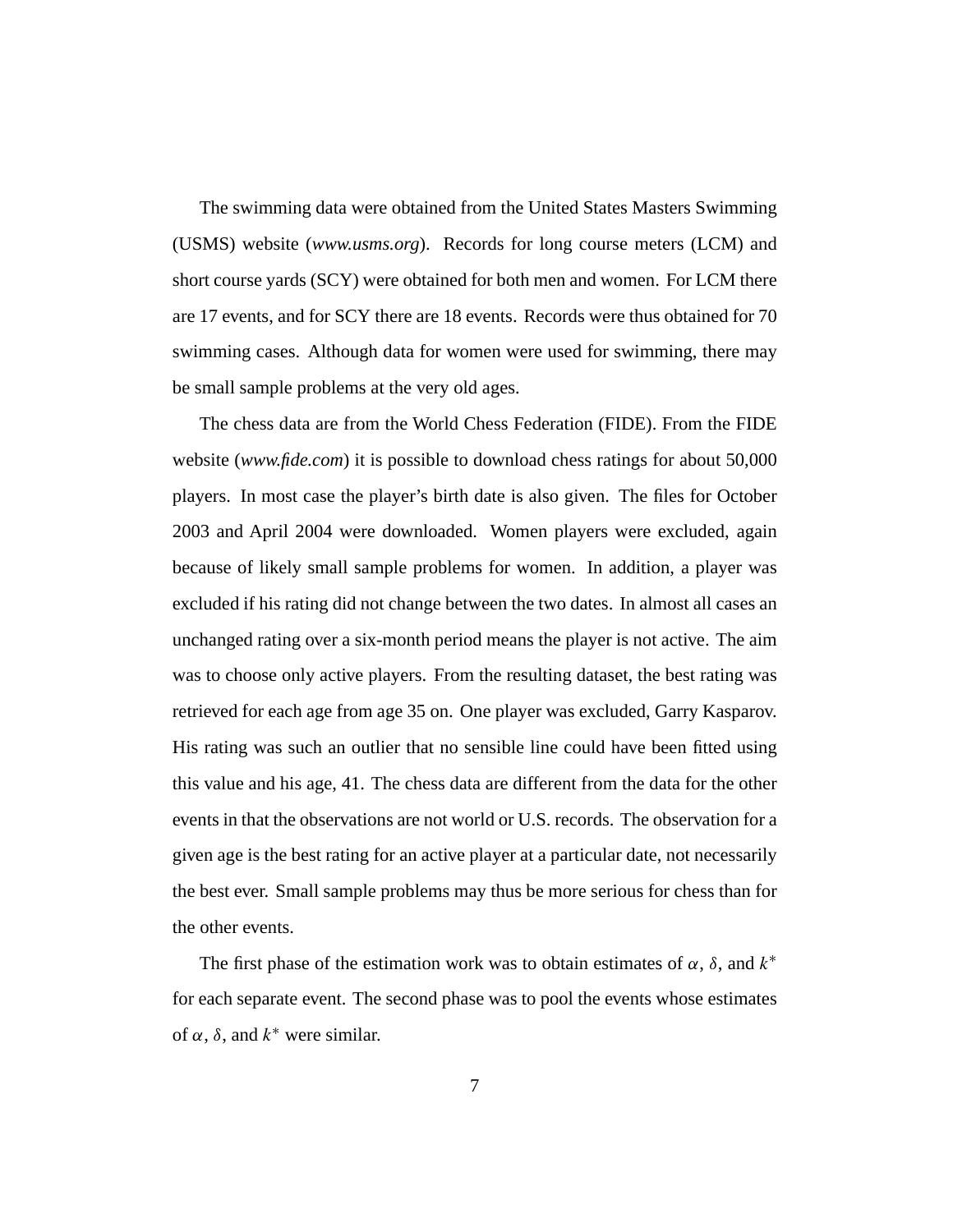The swimming data were obtained from the United States Masters Swimming (USMS) website (*www.usms.org*). Records for long course meters (LCM) and short course yards (SCY) were obtained for both men and women. For LCM there are 17 events, and for SCY there are 18 events. Records were thus obtained for 70 swimming cases. Although data for women were used for swimming, there may be small sample problems at the very old ages.

The chess data are from the World Chess Federation (FIDE). From the FIDE website (*www.fide.com*) it is possible to download chess ratings for about 50,000 players. In most case the player's birth date is also given. The files for October 2003 and April 2004 were downloaded. Women players were excluded, again because of likely small sample problems for women. In addition, a player was excluded if his rating did not change between the two dates. In almost all cases an unchanged rating over a six-month period means the player is not active. The aim was to choose only active players. From the resulting dataset, the best rating was retrieved for each age from age 35 on. One player was excluded, Garry Kasparov. His rating was such an outlier that no sensible line could have been fitted using this value and his age, 41. The chess data are different from the data for the other events in that the observations are not world or U.S. records. The observation for a given age is the best rating for an active player at a particular date, not necessarily the best ever. Small sample problems may thus be more serious for chess than for the other events.

The first phase of the estimation work was to obtain estimates of $\alpha$, $\delta$, and $k^*$ for each separate event. The second phase was to pool the events whose estimates of $\alpha$, $\delta$, and $k^*$ were similar.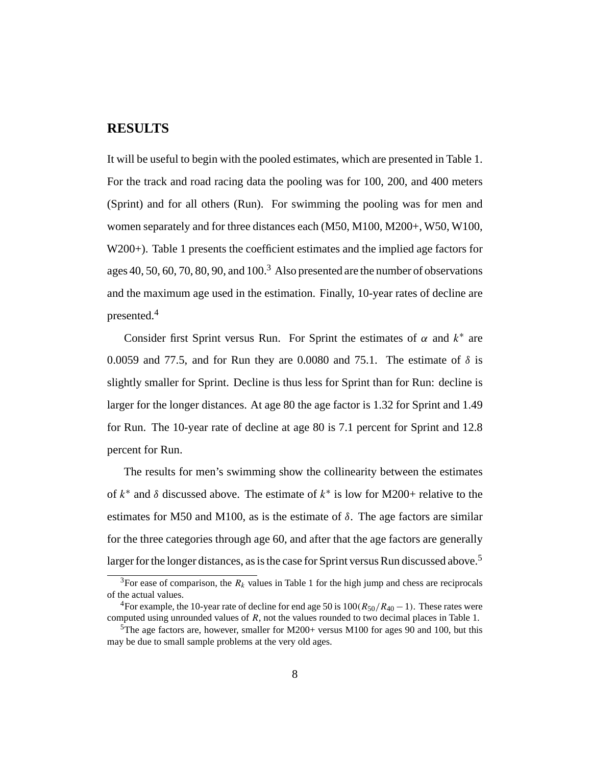## RESULTS

It will be useful to begin with the pooled estimates, which are presented in Table 1. For the track and road racing data the pooling was for 100, 200, and 400 meters (Sprint) and for all others (Run). For swimming the pooling was for men and women separately and for three distances each (M50, M100, M200+, W50, W100, W200+). Table 1 presents the coefficient estimates and the implied age factors for ages 40, 50, 60, 70, 80, 90, and 100.[3] Also presented are the number of observations and the maximum age used in the estimation. Finally, 10-year rates of decline are presented.[4]

Consider first Sprint versus Run. For Sprint the estimates of $\alpha$ and $k^*$ are 0.0059 and 77.5, and for Run they are 0.0080 and 75.1. The estimate of $\delta$ is slightly smaller for Sprint. Decline is thus less for Sprint than for Run: decline is larger for the longer distances. At age 80 the age factor is 1.32 for Sprint and 1.49 for Run. The 10-year rate of decline at age 80 is 7.1 percent for Sprint and 12.8 percent for Run.

The results for men's swimming show the collinearity between the estimates of $k^*$ and $\delta$ discussed above. The estimate of $k^*$ is low for M200+ relative to the estimates for M50 and M100, as is the estimate of $\delta$. The age factors are similar for the three categories through age 60, and after that the age factors are generally larger for the longer distances, as is the case for Sprint versus Run discussed above.[5]

---

[3] For ease of comparison, the $R_k$ values in Table 1 for the high jump and chess are reciprocals of the actual values.

[4] For example, the 10-year rate of decline for end age 50 is $100(R_{50}/R_{40} - 1)$. These rates were computed using unrounded values of $R$, not the values rounded to two decimal places in Table 1.

[5] The age factors are, however, smaller for M200+ versus M100 for ages 90 and 100, but this may be due to small sample problems at the very old ages.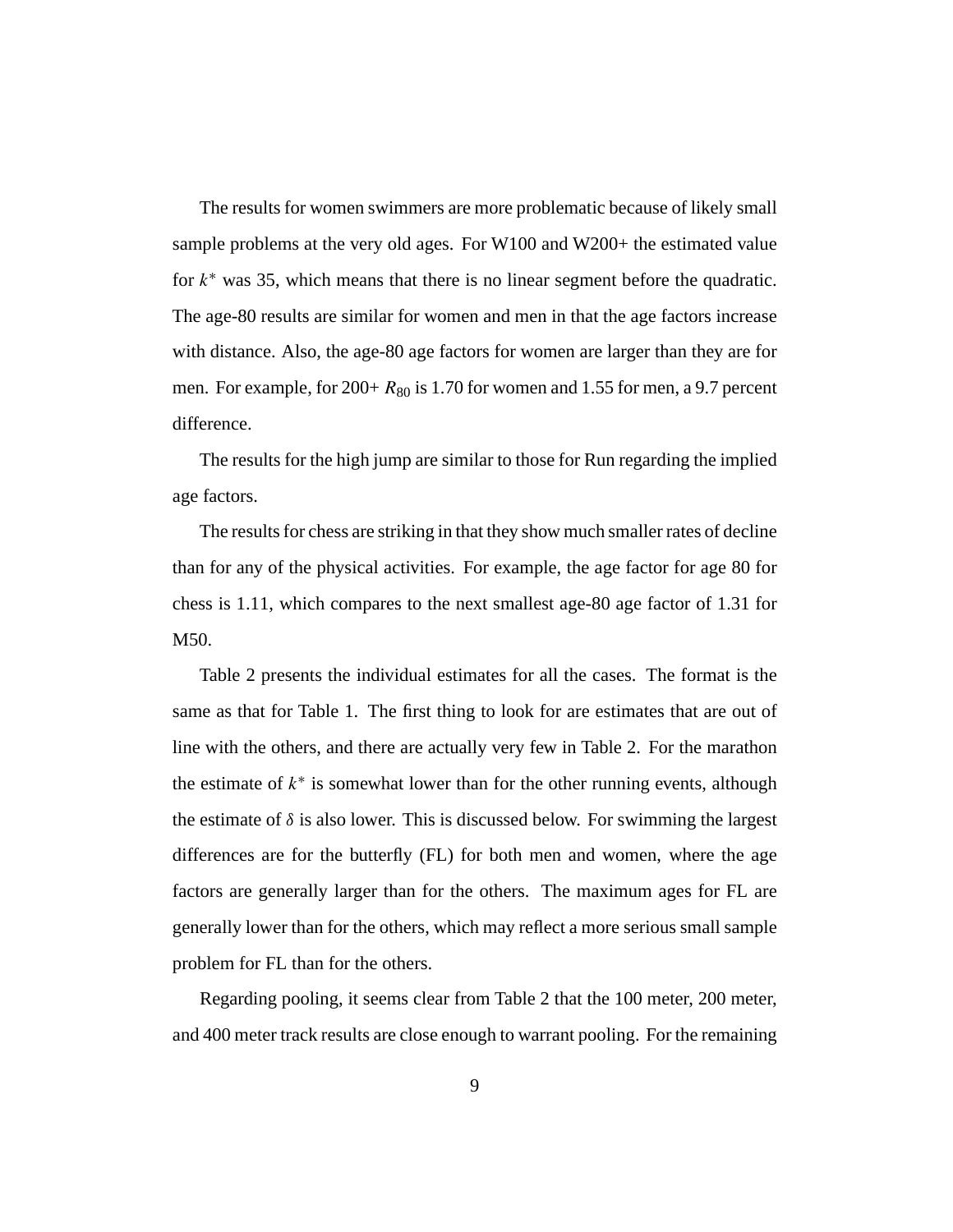The results for women swimmers are more problematic because of likely small sample problems at the very old ages. For W100 and W200+ the estimated value for $k^*$ was 35, which means that there is no linear segment before the quadratic. The age-80 results are similar for women and men in that the age factors increase with distance. Also, the age-80 age factors for women are larger than they are for men. For example, for 200+ $R_{80}$ is 1.70 for women and 1.55 for men, a 9.7 percent difference.

The results for the high jump are similar to those for Run regarding the implied age factors.

The results for chess are striking in that they show much smaller rates of decline than for any of the physical activities. For example, the age factor for age 80 for chess is 1.11, which compares to the next smallest age-80 age factor of 1.31 for M50.

Table 2 presents the individual estimates for all the cases. The format is the same as that for Table 1. The first thing to look for are estimates that are out of line with the others, and there are actually very few in Table 2. For the marathon the estimate of $k^*$ is somewhat lower than for the other running events, although the estimate of $\delta$ is also lower. This is discussed below. For swimming the largest differences are for the butterfly (FL) for both men and women, where the age factors are generally larger than for the others. The maximum ages for FL are generally lower than for the others, which may reflect a more serious small sample problem for FL than for the others.

Regarding pooling, it seems clear from Table 2 that the 100 meter, 200 meter, and 400 meter track results are close enough to warrant pooling. For the remaining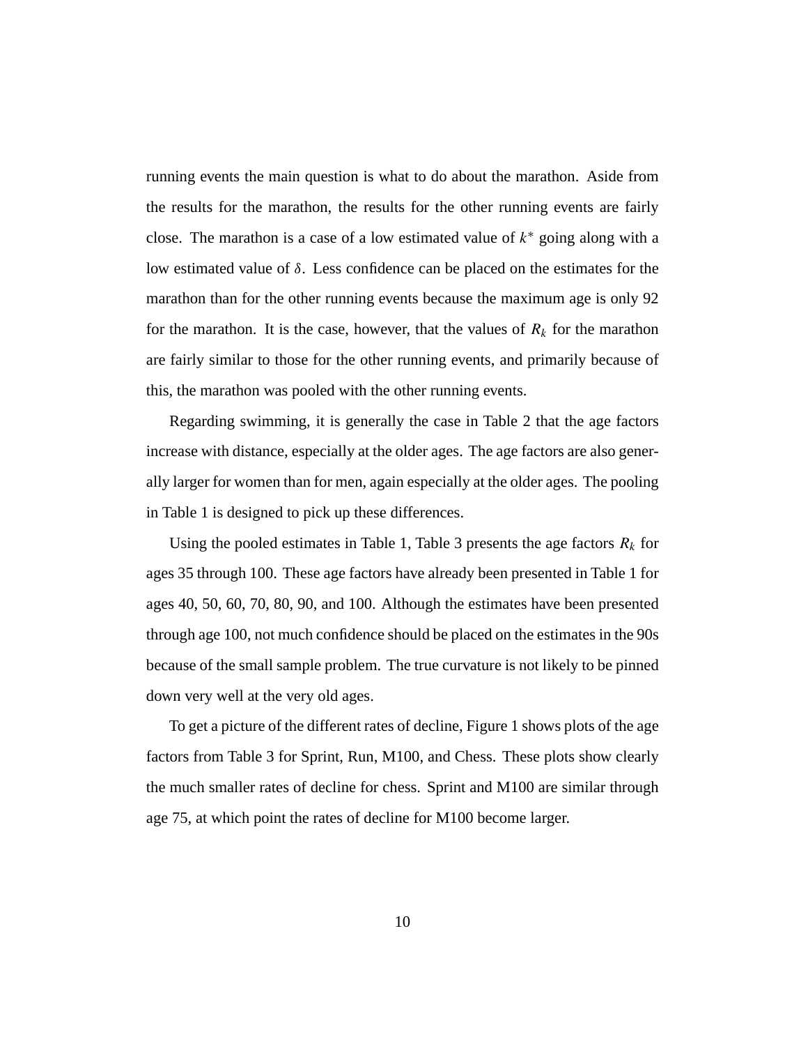running events the main question is what to do about the marathon. Aside from the results for the marathon, the results for the other running events are fairly close. The marathon is a case of a low estimated value of $k^*$ going along with a low estimated value of $\delta$. Less confidence can be placed on the estimates for the marathon than for the other running events because the maximum age is only 92 for the marathon. It is the case, however, that the values of $R_k$ for the marathon are fairly similar to those for the other running events, and primarily because of this, the marathon was pooled with the other running events.

Regarding swimming, it is generally the case in Table 2 that the age factors increase with distance, especially at the older ages. The age factors are also generally larger for women than for men, again especially at the older ages. The pooling in Table 1 is designed to pick up these differences.

Using the pooled estimates in Table 1, Table 3 presents the age factors $R_k$ for ages 35 through 100. These age factors have already been presented in Table 1 for ages 40, 50, 60, 70, 80, 90, and 100. Although the estimates have been presented through age 100, not much confidence should be placed on the estimates in the 90s because of the small sample problem. The true curvature is not likely to be pinned down very well at the very old ages.

To get a picture of the different rates of decline, Figure 1 shows plots of the age factors from Table 3 for Sprint, Run, M100, and Chess. These plots show clearly the much smaller rates of decline for chess. Sprint and M100 are similar through age 75, at which point the rates of decline for M100 become larger.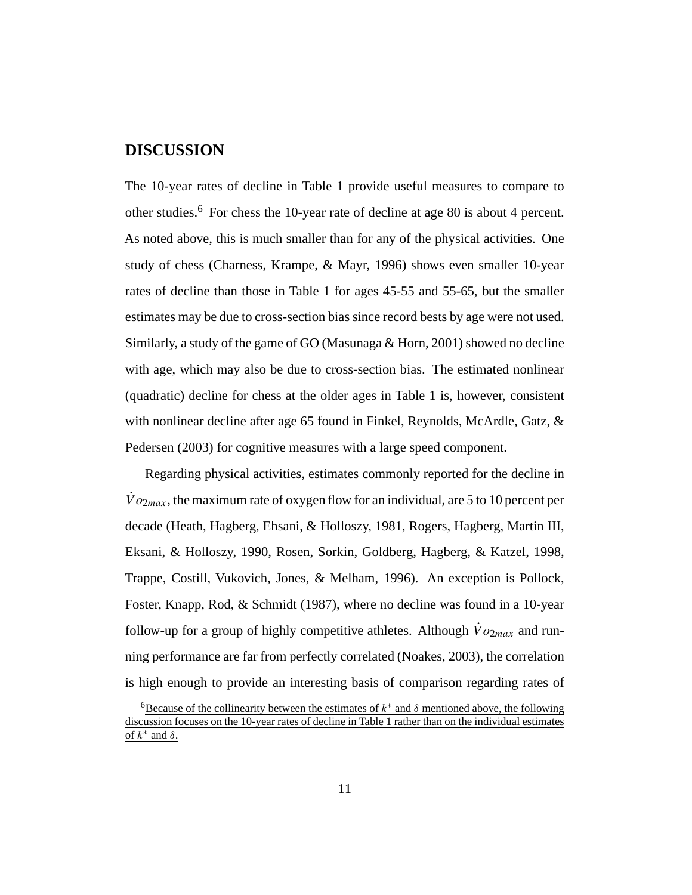## DISCUSSION

The 10-year rates of decline in Table 1 provide useful measures to compare to other studies.[6] For chess the 10-year rate of decline at age 80 is about 4 percent. As noted above, this is much smaller than for any of the physical activities. One study of chess (Charness, Krampe, & Mayr, 1996) shows even smaller 10-year rates of decline than those in Table 1 for ages 45-55 and 55-65, but the smaller estimates may be due to cross-section bias since record bests by age were not used. Similarly, a study of the game of GO (Masunaga & Horn, 2001) showed no decline with age, which may also be due to cross-section bias. The estimated nonlinear (quadratic) decline for chess at the older ages in Table 1 is, however, consistent with nonlinear decline after age 65 found in Finkel, Reynolds, McArdle, Gatz, & Pedersen (2003) for cognitive measures with a large speed component.

Regarding physical activities, estimates commonly reported for the decline in $\dot{V}o_{2max}$, the maximum rate of oxygen flow for an individual, are 5 to 10 percent per decade (Heath, Hagberg, Ehsani, & Holloszy, 1981, Rogers, Hagberg, Martin III, Eksani, & Holloszy, 1990, Rosen, Sorkin, Goldberg, Hagberg, & Katzel, 1998, Trappe, Costill, Vukovich, Jones, & Melham, 1996). An exception is Pollock, Foster, Knapp, Rod, & Schmidt (1987), where no decline was found in a 10-year follow-up for a group of highly competitive athletes. Although $\dot{V}o_{2max}$ and running performance are far from perfectly correlated (Noakes, 2003), the correlation is high enough to provide an interesting basis of comparison regarding rates of

[6] Because of the collinearity between the estimates of $k^*$ and $\delta$ mentioned above, the following discussion focuses on the 10-year rates of decline in Table 1 rather than on the individual estimates of $k^*$ and $\delta$.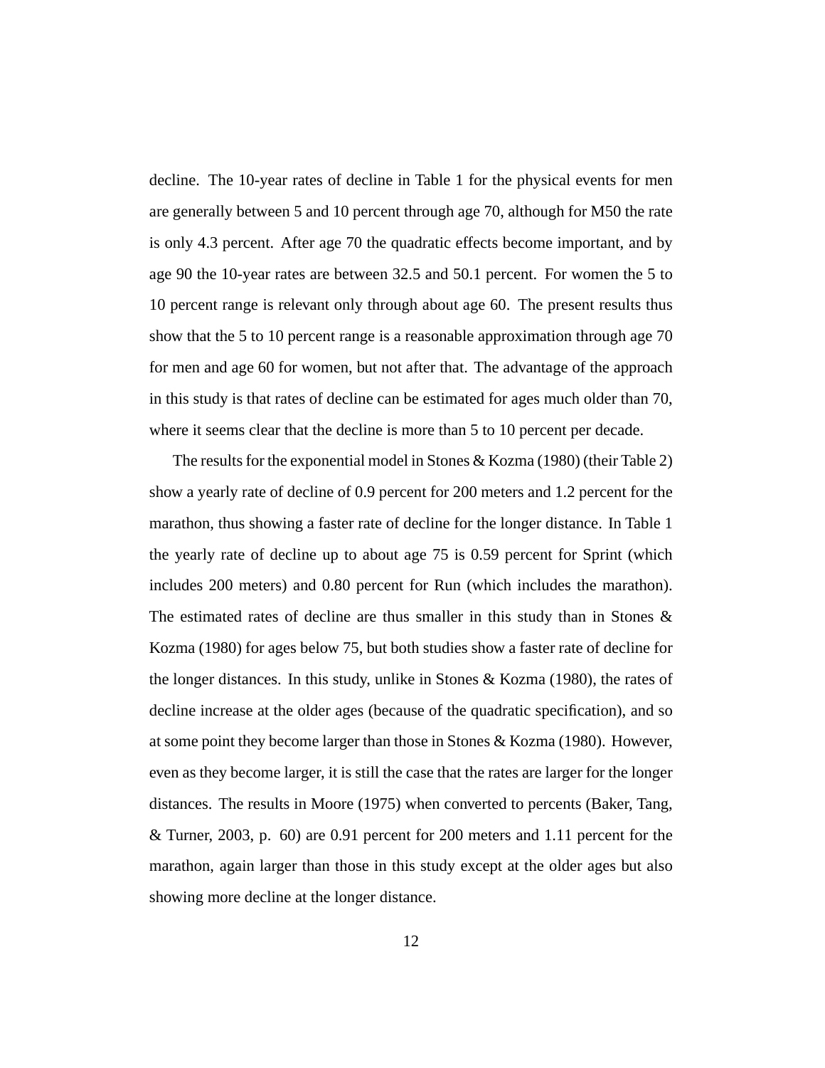decline. The 10-year rates of decline in Table 1 for the physical events for men are generally between 5 and 10 percent through age 70, although for M50 the rate is only 4.3 percent. After age 70 the quadratic effects become important, and by age 90 the 10-year rates are between 32.5 and 50.1 percent. For women the 5 to 10 percent range is relevant only through about age 60. The present results thus show that the 5 to 10 percent range is a reasonable approximation through age 70 for men and age 60 for women, but not after that. The advantage of the approach in this study is that rates of decline can be estimated for ages much older than 70, where it seems clear that the decline is more than 5 to 10 percent per decade.

The results for the exponential model in Stones & Kozma (1980) (their Table 2) show a yearly rate of decline of 0.9 percent for 200 meters and 1.2 percent for the marathon, thus showing a faster rate of decline for the longer distance. In Table 1 the yearly rate of decline up to about age 75 is 0.59 percent for Sprint (which includes 200 meters) and 0.80 percent for Run (which includes the marathon). The estimated rates of decline are thus smaller in this study than in Stones & Kozma (1980) for ages below 75, but both studies show a faster rate of decline for the longer distances. In this study, unlike in Stones & Kozma (1980), the rates of decline increase at the older ages (because of the quadratic specification), and so at some point they become larger than those in Stones & Kozma (1980). However, even as they become larger, it is still the case that the rates are larger for the longer distances. The results in Moore (1975) when converted to percents (Baker, Tang, & Turner, 2003, p. 60) are 0.91 percent for 200 meters and 1.11 percent for the marathon, again larger than those in this study except at the older ages but also showing more decline at the longer distance.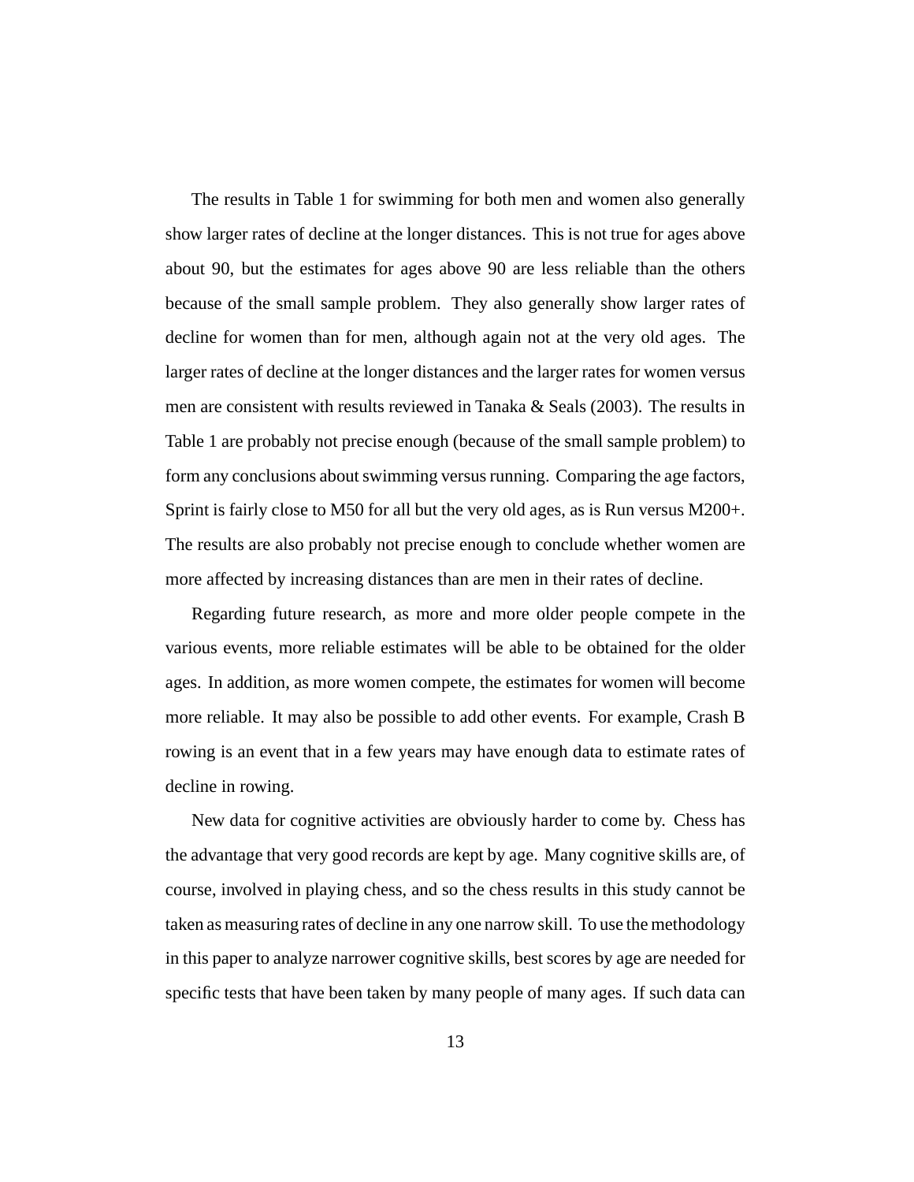The results in Table 1 for swimming for both men and women also generally show larger rates of decline at the longer distances. This is not true for ages above about 90, but the estimates for ages above 90 are less reliable than the others because of the small sample problem. They also generally show larger rates of decline for women than for men, although again not at the very old ages. The larger rates of decline at the longer distances and the larger rates for women versus men are consistent with results reviewed in Tanaka & Seals (2003). The results in Table 1 are probably not precise enough (because of the small sample problem) to form any conclusions about swimming versus running. Comparing the age factors, Sprint is fairly close to M50 for all but the very old ages, as is Run versus M200+. The results are also probably not precise enough to conclude whether women are more affected by increasing distances than are men in their rates of decline.

Regarding future research, as more and more older people compete in the various events, more reliable estimates will be able to be obtained for the older ages. In addition, as more women compete, the estimates for women will become more reliable. It may also be possible to add other events. For example, Crash B rowing is an event that in a few years may have enough data to estimate rates of decline in rowing.

New data for cognitive activities are obviously harder to come by. Chess has the advantage that very good records are kept by age. Many cognitive skills are, of course, involved in playing chess, and so the chess results in this study cannot be taken as measuring rates of decline in any one narrow skill. To use the methodology in this paper to analyze narrower cognitive skills, best scores by age are needed for specific tests that have been taken by many people of many ages. If such data can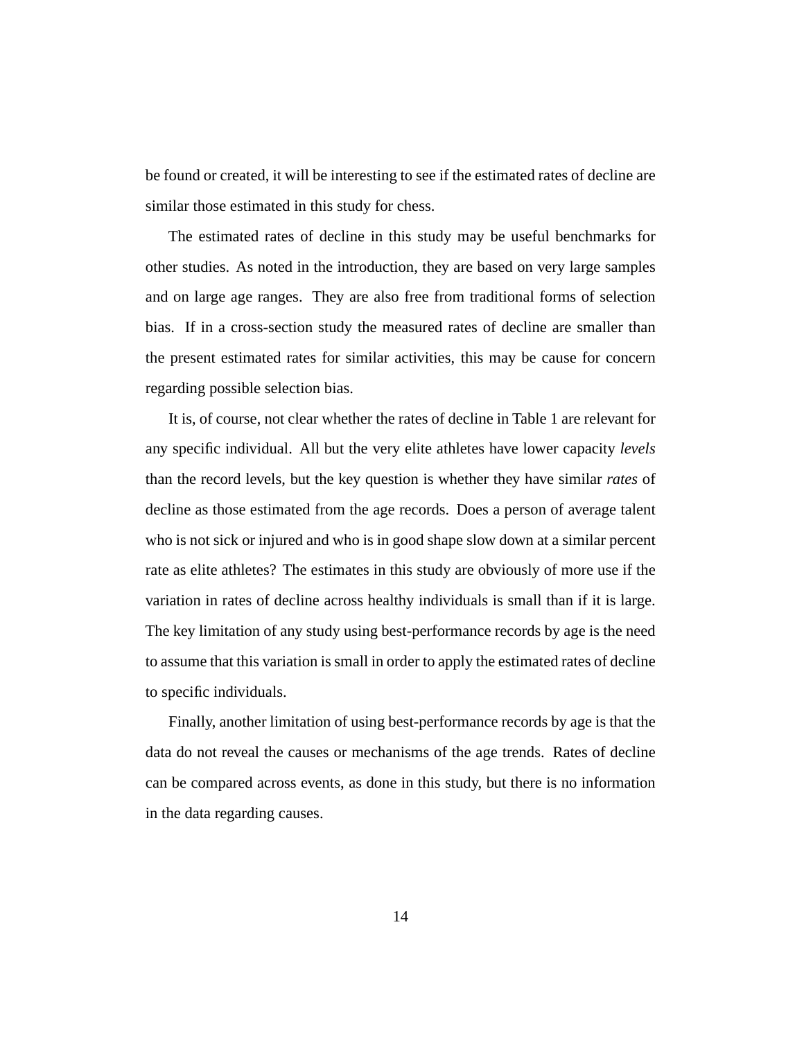be found or created, it will be interesting to see if the estimated rates of decline are similar those estimated in this study for chess.

The estimated rates of decline in this study may be useful benchmarks for other studies. As noted in the introduction, they are based on very large samples and on large age ranges. They are also free from traditional forms of selection bias. If in a cross-section study the measured rates of decline are smaller than the present estimated rates for similar activities, this may be cause for concern regarding possible selection bias.

It is, of course, not clear whether the rates of decline in Table 1 are relevant for any specific individual. All but the very elite athletes have lower capacity *levels* than the record levels, but the key question is whether they have similar *rates* of decline as those estimated from the age records. Does a person of average talent who is not sick or injured and who is in good shape slow down at a similar percent rate as elite athletes? The estimates in this study are obviously of more use if the variation in rates of decline across healthy individuals is small than if it is large. The key limitation of any study using best-performance records by age is the need to assume that this variation is small in order to apply the estimated rates of decline to specific individuals.

Finally, another limitation of using best-performance records by age is that the data do not reveal the causes or mechanisms of the age trends. Rates of decline can be compared across events, as done in this study, but there is no information in the data regarding causes.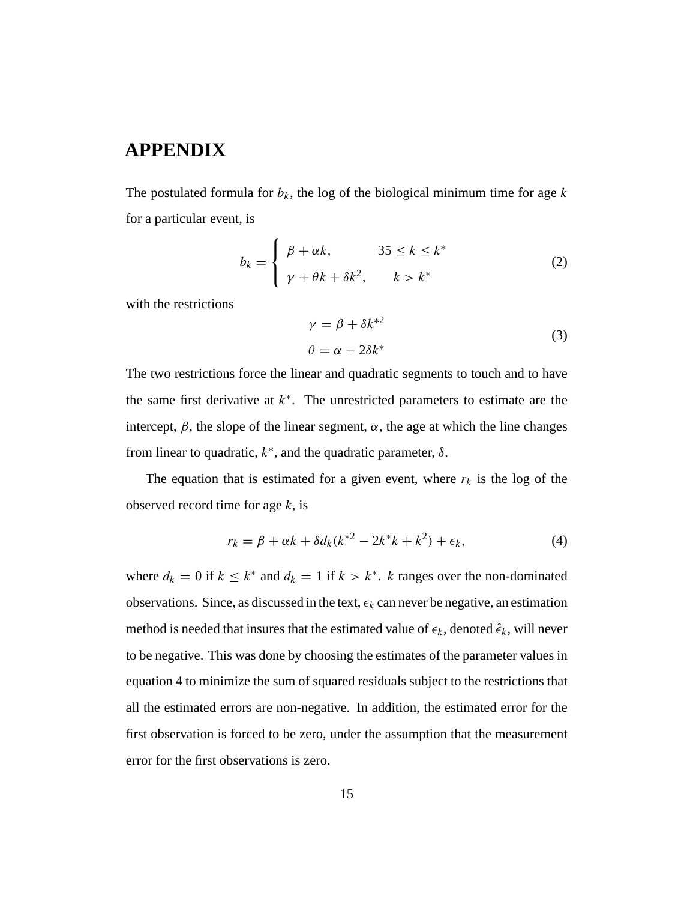# APPENDIX

The postulated formula for $b_k$, the log of the biological minimum time for age $k$ for a particular event, is

$$b_k = \begin{cases} \beta + \alpha k, & 35 \leq k \leq k^* \\ \gamma + \theta k + \delta k^2, & k > k^* \end{cases} \tag{2}$$

with the restrictions

$$\begin{aligned} \gamma &= \beta + \delta k^{*2} \\ \theta &= \alpha - 2\delta k^* \end{aligned} \tag{3}$$

The two restrictions force the linear and quadratic segments to touch and to have the same first derivative at $k^*$. The unrestricted parameters to estimate are the intercept, $\beta$, the slope of the linear segment, $\alpha$, the age at which the line changes from linear to quadratic, $k^*$, and the quadratic parameter, $\delta$.

The equation that is estimated for a given event, where $r_k$ is the log of the observed record time for age $k$, is

$$r_k = \beta + \alpha k + \delta d_k (k^{*2} - 2k^* k + k^2) + \epsilon_k, \tag{4}$$

where $d_k = 0$ if $k \leq k^*$ and $d_k = 1$ if $k > k^*$. $k$ ranges over the non-dominated observations. Since, as discussed in the text, $\epsilon_k$ can never be negative, an estimation method is needed that insures that the estimated value of $\epsilon_k$, denoted $\hat{\epsilon}_k$, will never to be negative. This was done by choosing the estimates of the parameter values in equation 4 to minimize the sum of squared residuals subject to the restrictions that all the estimated errors are non-negative. In addition, the estimated error for the first observation is forced to be zero, under the assumption that the measurement error for the first observations is zero.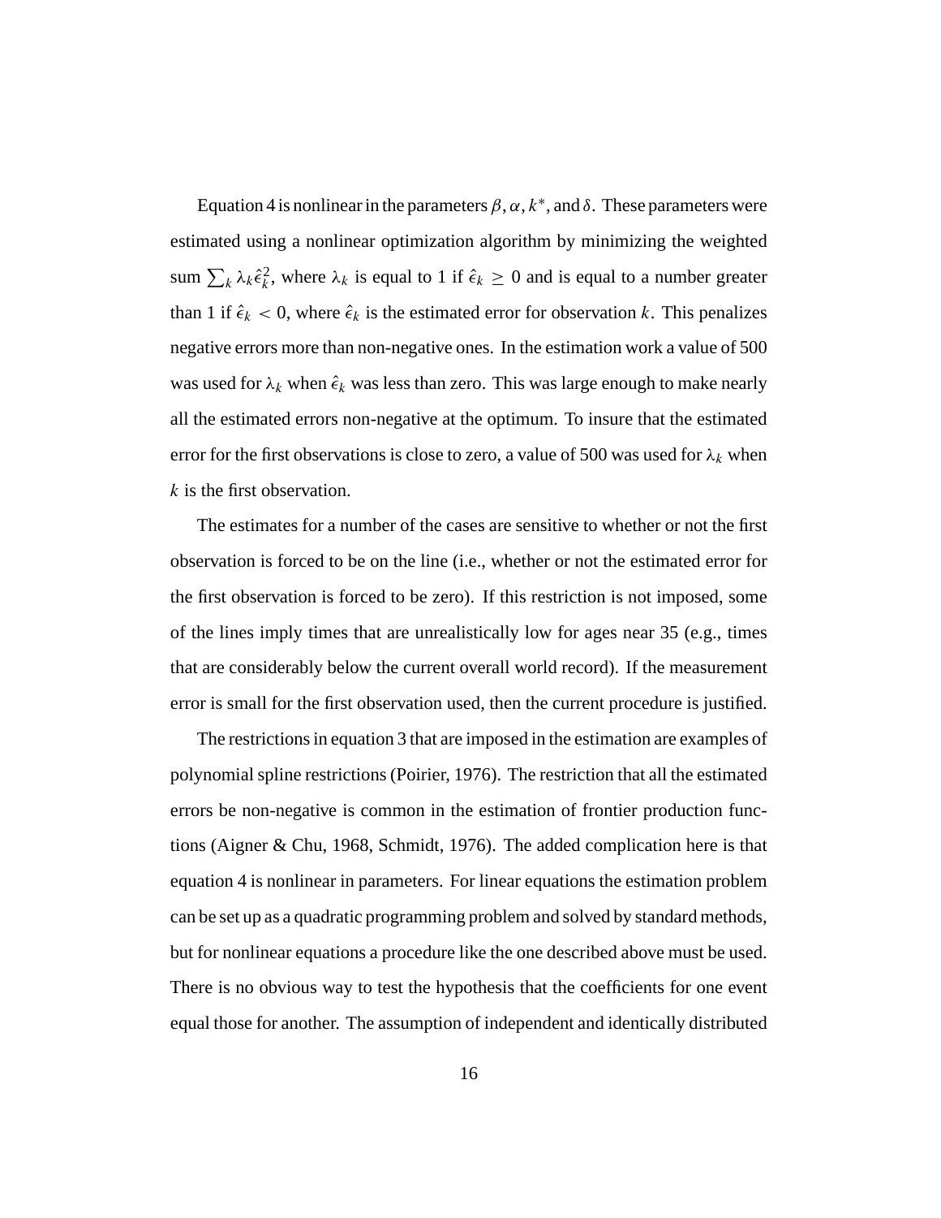Equation 4 is nonlinear in the parameters $\beta, \alpha, k^*$, and $\delta$. These parameters were estimated using a nonlinear optimization algorithm by minimizing the weighted sum $\sum_k \lambda_k \hat{\epsilon}_k^2$, where $\lambda_k$ is equal to 1 if $\hat{\epsilon}_k \geq 0$ and is equal to a number greater than 1 if $\hat{\epsilon}_k < 0$, where $\hat{\epsilon}_k$ is the estimated error for observation $k$. This penalizes negative errors more than non-negative ones. In the estimation work a value of 500 was used for $\lambda_k$ when $\hat{\epsilon}_k$ was less than zero. This was large enough to make nearly all the estimated errors non-negative at the optimum. To insure that the estimated error for the first observations is close to zero, a value of 500 was used for $\lambda_k$ when $k$ is the first observation.

The estimates for a number of the cases are sensitive to whether or not the first observation is forced to be on the line (i.e., whether or not the estimated error for the first observation is forced to be zero). If this restriction is not imposed, some of the lines imply times that are unrealistically low for ages near 35 (e.g., times that are considerably below the current overall world record). If the measurement error is small for the first observation used, then the current procedure is justified.

The restrictions in equation 3 that are imposed in the estimation are examples of polynomial spline restrictions (Poirier, 1976). The restriction that all the estimated errors be non-negative is common in the estimation of frontier production functions (Aigner & Chu, 1968, Schmidt, 1976). The added complication here is that equation 4 is nonlinear in parameters. For linear equations the estimation problem can be set up as a quadratic programming problem and solved by standard methods, but for nonlinear equations a procedure like the one described above must be used. There is no obvious way to test the hypothesis that the coefficients for one event equal those for another. The assumption of independent and identically distributed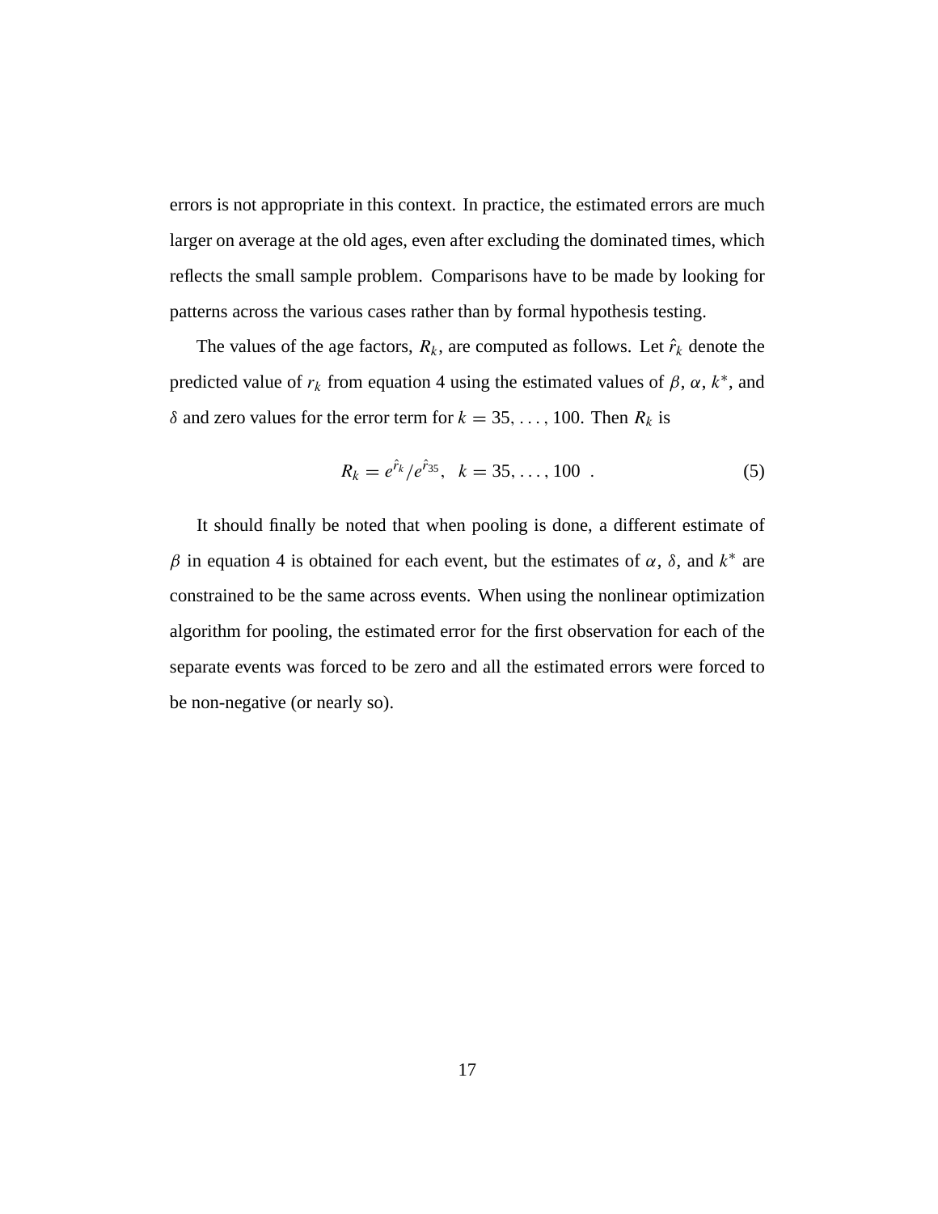errors is not appropriate in this context. In practice, the estimated errors are much larger on average at the old ages, even after excluding the dominated times, which reflects the small sample problem. Comparisons have to be made by looking for patterns across the various cases rather than by formal hypothesis testing.

The values of the age factors, $R_k$, are computed as follows. Let $\hat{r}_k$ denote the predicted value of $r_k$ from equation 4 using the estimated values of $\beta$, $\alpha$, $k^*$, and $\delta$ and zero values for the error term for $k = 35, \ldots, 100$. Then $R_k$ is

$$R_k = e^{\hat{r}_k}/e^{\hat{r}_{35}}, \quad k = 35, \ldots, 100 \quad . \tag{5}$$

It should finally be noted that when pooling is done, a different estimate of $\beta$ in equation 4 is obtained for each event, but the estimates of $\alpha$, $\delta$, and $k^*$ are constrained to be the same across events. When using the nonlinear optimization algorithm for pooling, the estimated error for the first observation for each of the separate events was forced to be zero and all the estimated errors were forced to be non-negative (or nearly so).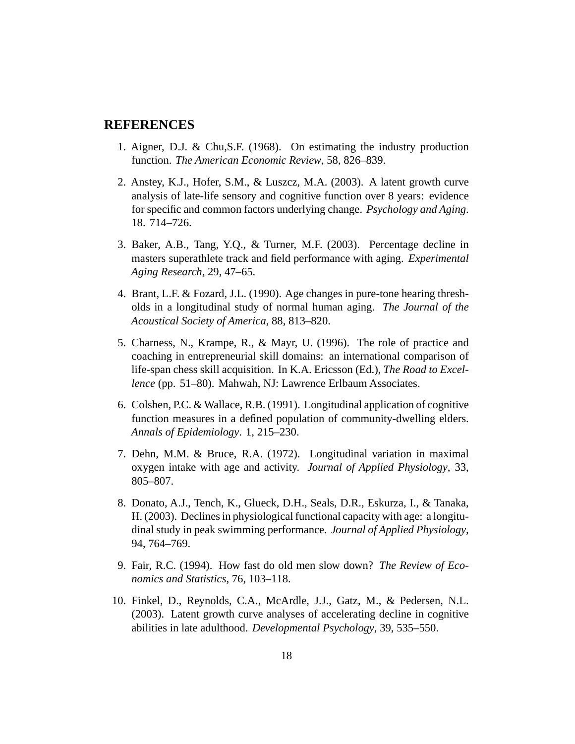## REFERENCES

1. Aigner, D.J. & Chu,S.F. (1968). On estimating the industry production function. *The American Economic Review*, 58, 826–839.

2. Anstey, K.J., Hofer, S.M., & Luszcz, M.A. (2003). A latent growth curve analysis of late-life sensory and cognitive function over 8 years: evidence for specific and common factors underlying change. *Psychology and Aging*. 18. 714–726.

3. Baker, A.B., Tang, Y.Q., & Turner, M.F. (2003). Percentage decline in masters superathlete track and field performance with aging. *Experimental Aging Research*, 29, 47–65.

4. Brant, L.F. & Fozard, J.L. (1990). Age changes in pure-tone hearing thresholds in a longitudinal study of normal human aging. *The Journal of the Acoustical Society of America*, 88, 813–820.

5. Charness, N., Krampe, R., & Mayr, U. (1996). The role of practice and coaching in entrepreneurial skill domains: an international comparison of life-span chess skill acquisition. In K.A. Ericsson (Ed.), *The Road to Excellence* (pp. 51–80). Mahwah, NJ: Lawrence Erlbaum Associates.

6. Colshen, P.C. & Wallace, R.B. (1991). Longitudinal application of cognitive function measures in a defined population of community-dwelling elders. *Annals of Epidemiology*. 1, 215–230.

7. Dehn, M.M. & Bruce, R.A. (1972). Longitudinal variation in maximal oxygen intake with age and activity. *Journal of Applied Physiology*, 33, 805–807.

8. Donato, A.J., Tench, K., Glueck, D.H., Seals, D.R., Eskurza, I., & Tanaka, H. (2003). Declines in physiological functional capacity with age: a longitudinal study in peak swimming performance. *Journal of Applied Physiology*, 94, 764–769.

9. Fair, R.C. (1994). How fast do old men slow down? *The Review of Economics and Statistics*, 76, 103–118.

10. Finkel, D., Reynolds, C.A., McArdle, J.J., Gatz, M., & Pedersen, N.L. (2003). Latent growth curve analyses of accelerating decline in cognitive abilities in late adulthood. *Developmental Psychology*, 39, 535–550.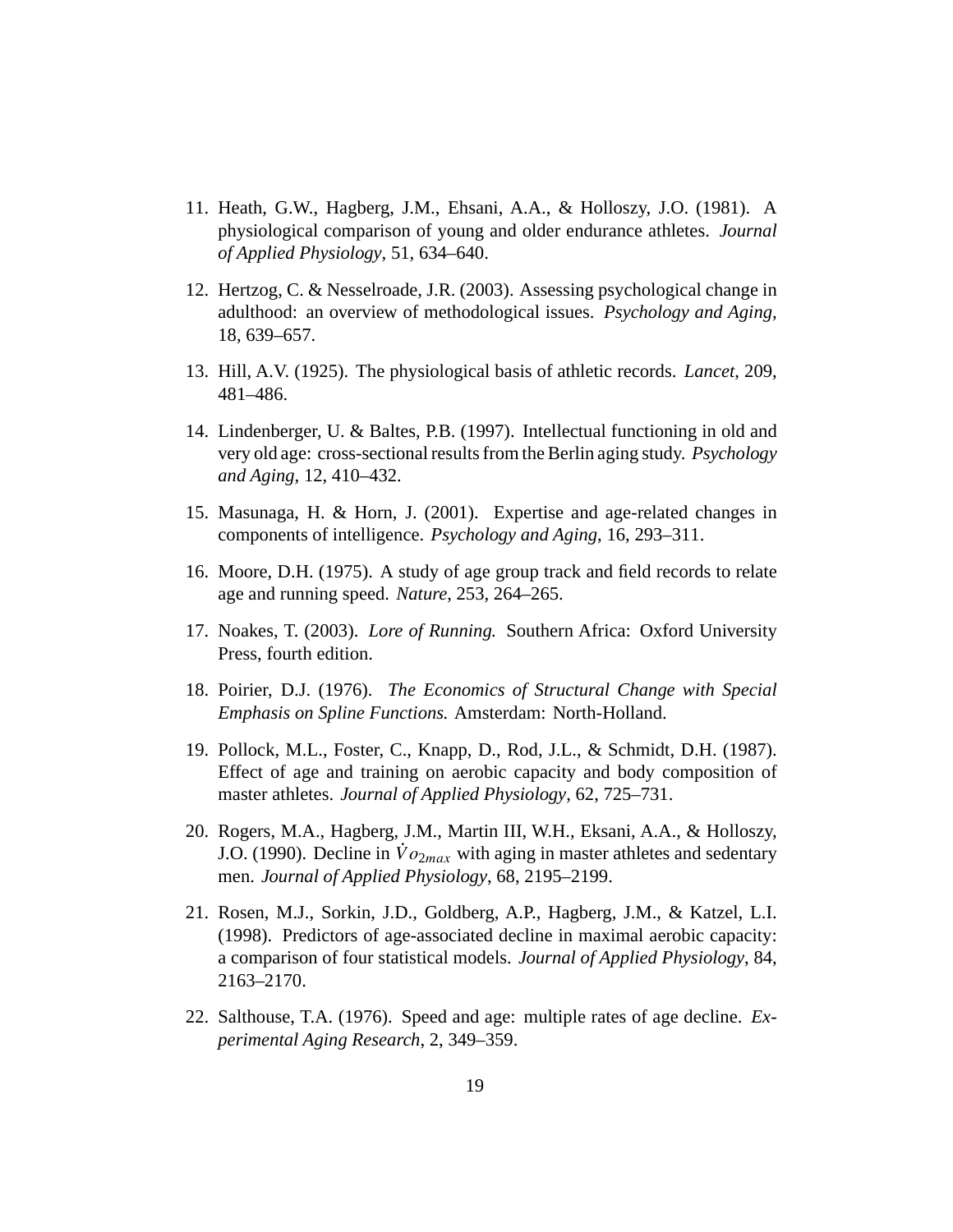11. Heath, G.W., Hagberg, J.M., Ehsani, A.A., & Holloszy, J.O. (1981). A physiological comparison of young and older endurance athletes. *Journal of Applied Physiology*, 51, 634–640.

12. Hertzog, C. & Nesselroade, J.R. (2003). Assessing psychological change in adulthood: an overview of methodological issues. *Psychology and Aging*, 18, 639–657.

13. Hill, A.V. (1925). The physiological basis of athletic records. *Lancet*, 209, 481–486.

14. Lindenberger, U. & Baltes, P.B. (1997). Intellectual functioning in old and very old age: cross-sectional results from the Berlin aging study. *Psychology and Aging*, 12, 410–432.

15. Masunaga, H. & Horn, J. (2001). Expertise and age-related changes in components of intelligence. *Psychology and Aging*, 16, 293–311.

16. Moore, D.H. (1975). A study of age group track and field records to relate age and running speed. *Nature*, 253, 264–265.

17. Noakes, T. (2003). *Lore of Running.* Southern Africa: Oxford University Press, fourth edition.

18. Poirier, D.J. (1976). *The Economics of Structural Change with Special Emphasis on Spline Functions.* Amsterdam: North-Holland.

19. Pollock, M.L., Foster, C., Knapp, D., Rod, J.L., & Schmidt, D.H. (1987). Effect of age and training on aerobic capacity and body composition of master athletes. *Journal of Applied Physiology*, 62, 725–731.

20. Rogers, M.A., Hagberg, J.M., Martin III, W.H., Eksani, A.A., & Holloszy, J.O. (1990). Decline in $\dot{V}o_{2max}$ with aging in master athletes and sedentary men. *Journal of Applied Physiology*, 68, 2195–2199.

21. Rosen, M.J., Sorkin, J.D., Goldberg, A.P., Hagberg, J.M., & Katzel, L.I. (1998). Predictors of age-associated decline in maximal aerobic capacity: a comparison of four statistical models. *Journal of Applied Physiology*, 84, 2163–2170.

22. Salthouse, T.A. (1976). Speed and age: multiple rates of age decline. *Experimental Aging Research*, 2, 349–359.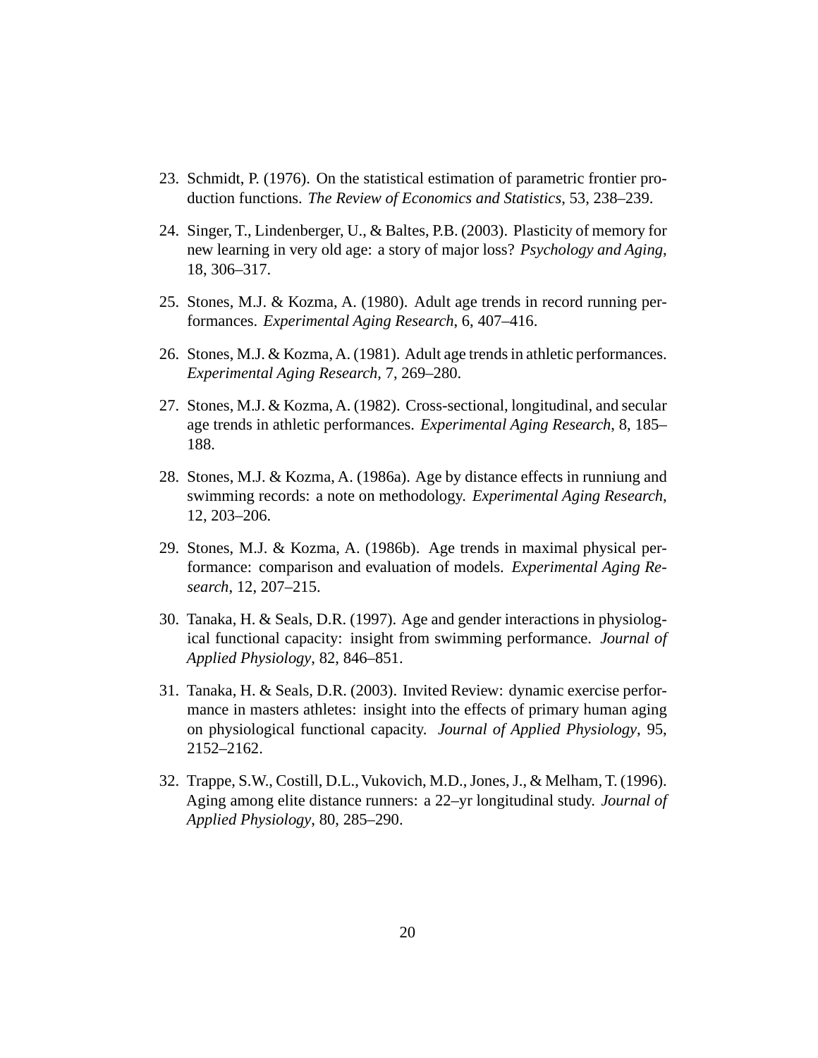23. Schmidt, P. (1976). On the statistical estimation of parametric frontier production functions. *The Review of Economics and Statistics*, 53, 238–239.

24. Singer, T., Lindenberger, U., & Baltes, P.B. (2003). Plasticity of memory for new learning in very old age: a story of major loss? *Psychology and Aging*, 18, 306–317.

25. Stones, M.J. & Kozma, A. (1980). Adult age trends in record running performances. *Experimental Aging Research*, 6, 407–416.

26. Stones, M.J. & Kozma, A. (1981). Adult age trends in athletic performances. *Experimental Aging Research*, 7, 269–280.

27. Stones, M.J. & Kozma, A. (1982). Cross-sectional, longitudinal, and secular age trends in athletic performances. *Experimental Aging Research*, 8, 185–188.

28. Stones, M.J. & Kozma, A. (1986a). Age by distance effects in runniung and swimming records: a note on methodology. *Experimental Aging Research*, 12, 203–206.

29. Stones, M.J. & Kozma, A. (1986b). Age trends in maximal physical performance: comparison and evaluation of models. *Experimental Aging Research*, 12, 207–215.

30. Tanaka, H. & Seals, D.R. (1997). Age and gender interactions in physiological functional capacity: insight from swimming performance. *Journal of Applied Physiology*, 82, 846–851.

31. Tanaka, H. & Seals, D.R. (2003). Invited Review: dynamic exercise performance in masters athletes: insight into the effects of primary human aging on physiological functional capacity. *Journal of Applied Physiology*, 95, 2152–2162.

32. Trappe, S.W., Costill, D.L., Vukovich, M.D., Jones, J., & Melham, T. (1996). Aging among elite distance runners: a 22–yr longitudinal study. *Journal of Applied Physiology*, 80, 285–290.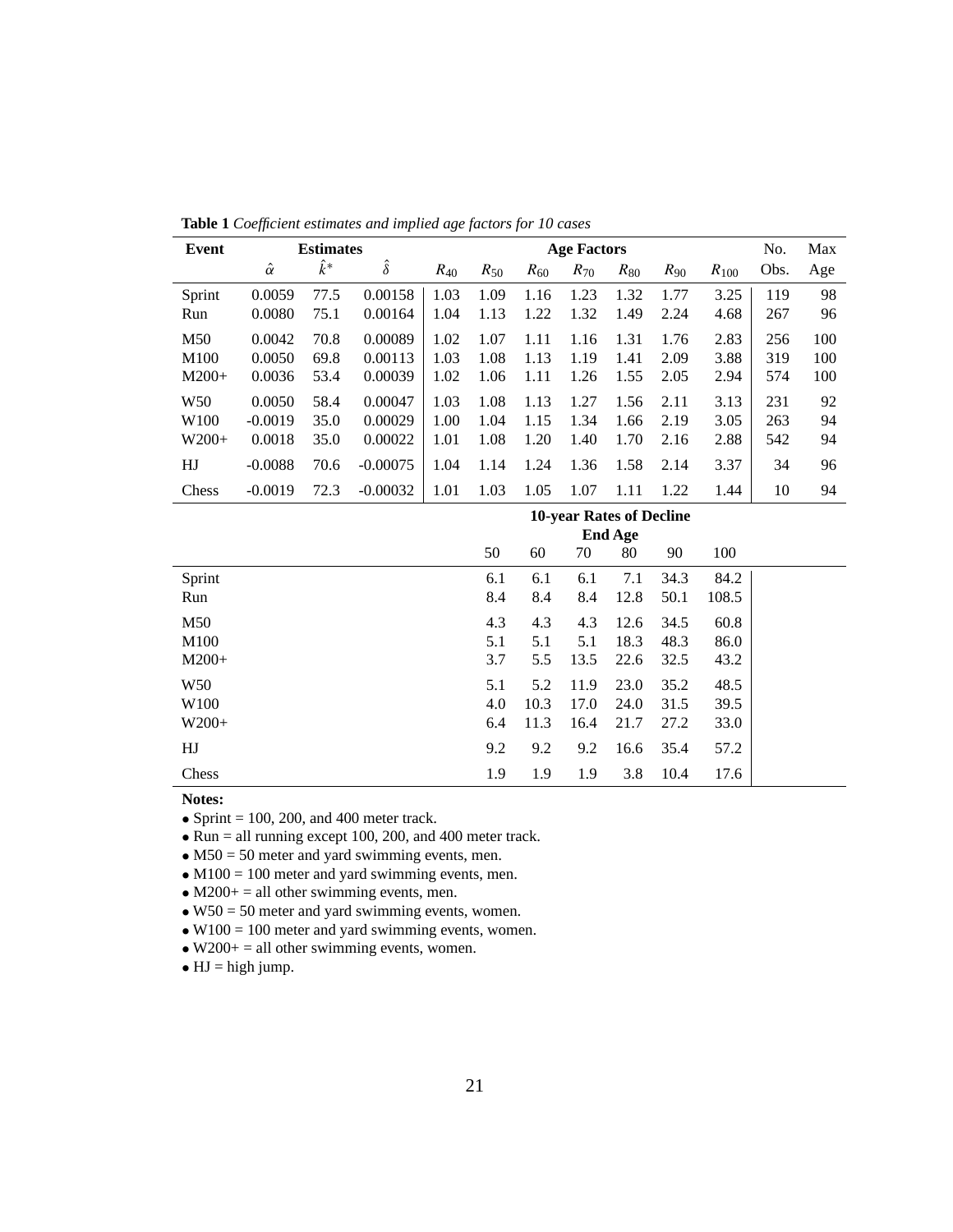**Table 1** *Coefficient estimates and implied age factors for 10 cases*

| Event | Estimates | | | Age Factors | | | | | | | No. | Max |
|---|---|---|---|---|---|---|---|---|---|---|---|---|
| | $\hat{\alpha}$ | $\hat{k}^*$ | $\hat{\delta}$ | $R_{40}$ | $R_{50}$ | $R_{60}$ | $R_{70}$ | $R_{80}$ | $R_{90}$ | $R_{100}$ | Obs. | Age |
| Sprint | 0.0059 | 77.5 | 0.00158 | 1.03 | 1.09 | 1.16 | 1.23 | 1.32 | 1.77 | 3.25 | 119 | 98 |
| Run | 0.0080 | 75.1 | 0.00164 | 1.04 | 1.13 | 1.22 | 1.32 | 1.49 | 2.24 | 4.68 | 267 | 96 |
| M50 | 0.0042 | 70.8 | 0.00089 | 1.02 | 1.07 | 1.11 | 1.16 | 1.31 | 1.76 | 2.83 | 256 | 100 |
| M100 | 0.0050 | 69.8 | 0.00113 | 1.03 | 1.08 | 1.13 | 1.19 | 1.41 | 2.09 | 3.88 | 319 | 100 |
| M200+ | 0.0036 | 53.4 | 0.00039 | 1.02 | 1.06 | 1.11 | 1.26 | 1.55 | 2.05 | 2.94 | 574 | 100 |
| W50 | 0.0050 | 58.4 | 0.00047 | 1.03 | 1.08 | 1.13 | 1.27 | 1.56 | 2.11 | 3.13 | 231 | 92 |
| W100 | -0.0019 | 35.0 | 0.00029 | 1.00 | 1.04 | 1.15 | 1.34 | 1.66 | 2.19 | 3.05 | 263 | 94 |
| W200+ | 0.0018 | 35.0 | 0.00022 | 1.01 | 1.08 | 1.20 | 1.40 | 1.70 | 2.16 | 2.88 | 542 | 94 |
| HJ | -0.0088 | 70.6 | -0.00075 | 1.04 | 1.14 | 1.24 | 1.36 | 1.58 | 2.14 | 3.37 | 34 | 96 |
| Chess | -0.0019 | 72.3 | -0.00032 | 1.01 | 1.03 | 1.05 | 1.07 | 1.11 | 1.22 | 1.44 | 10 | 94 |

| | 10-year Rates of Decline | | | | | |
|---|---|---|---|---|---|---|
| | End Age | | | | | |
| | 50 | 60 | 70 | 80 | 90 | 100 |
| Sprint | 6.1 | 6.1 | 6.1 | 7.1 | 34.3 | 84.2 |
| Run | 8.4 | 8.4 | 8.4 | 12.8 | 50.1 | 108.5 |
| M50 | 4.3 | 4.3 | 4.3 | 12.6 | 34.5 | 60.8 |
| M100 | 5.1 | 5.1 | 5.1 | 18.3 | 48.3 | 86.0 |
| M200+ | 3.7 | 5.5 | 13.5 | 22.6 | 32.5 | 43.2 |
| W50 | 5.1 | 5.2 | 11.9 | 23.0 | 35.2 | 48.5 |
| W100 | 4.0 | 10.3 | 17.0 | 24.0 | 31.5 | 39.5 |
| W200+ | 6.4 | 11.3 | 16.4 | 21.7 | 27.2 | 33.0 |
| HJ | 9.2 | 9.2 | 9.2 | 16.6 | 35.4 | 57.2 |
| Chess | 1.9 | 1.9 | 1.9 | 3.8 | 10.4 | 17.6 |

**Notes:**

- Sprint = 100, 200, and 400 meter track.
- Run = all running except 100, 200, and 400 meter track.
- M50 = 50 meter and yard swimming events, men.
- M100 = 100 meter and yard swimming events, men.
- M200+ = all other swimming events, men.
- W50 = 50 meter and yard swimming events, women.
- W100 = 100 meter and yard swimming events, women.
- W200+ = all other swimming events, women.
- HJ = high jump.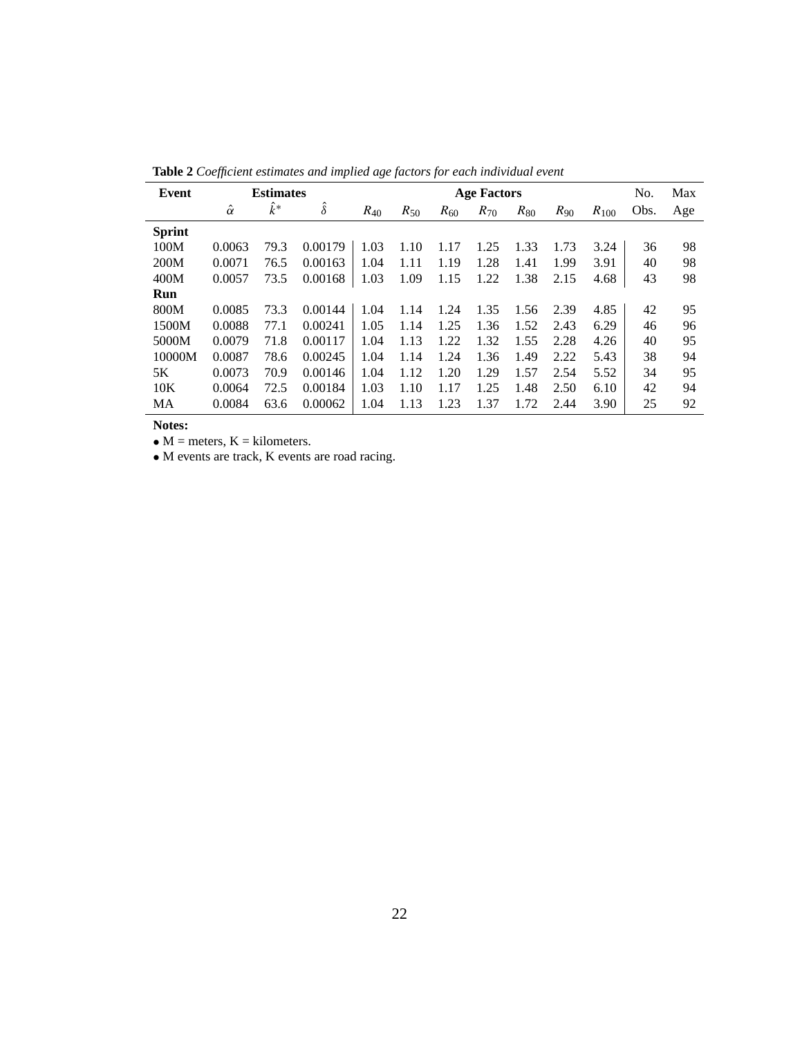**Table 2** *Coefficient estimates and implied age factors for each individual event*

| Event | Estimates | | | Age Factors | | | | | | | No. | Max |
|---|---|---|---|---|---|---|---|---|---|---|---|---|
| | $\hat{\alpha}$ | $\hat{k}^*$ | $\hat{\delta}$ | $R_{40}$ | $R_{50}$ | $R_{60}$ | $R_{70}$ | $R_{80}$ | $R_{90}$ | $R_{100}$ | Obs. | Age |
| **Sprint** | | | | | | | | | | | | |
| 100M | 0.0063 | 79.3 | 0.00179 | 1.03 | 1.10 | 1.17 | 1.25 | 1.33 | 1.73 | 3.24 | 36 | 98 |
| 200M | 0.0071 | 76.5 | 0.00163 | 1.04 | 1.11 | 1.19 | 1.28 | 1.41 | 1.99 | 3.91 | 40 | 98 |
| 400M | 0.0057 | 73.5 | 0.00168 | 1.03 | 1.09 | 1.15 | 1.22 | 1.38 | 2.15 | 4.68 | 43 | 98 |
| **Run** | | | | | | | | | | | | |
| 800M | 0.0085 | 73.3 | 0.00144 | 1.04 | 1.14 | 1.24 | 1.35 | 1.56 | 2.39 | 4.85 | 42 | 95 |
| 1500M | 0.0088 | 77.1 | 0.00241 | 1.05 | 1.14 | 1.25 | 1.36 | 1.52 | 2.43 | 6.29 | 46 | 96 |
| 5000M | 0.0079 | 71.8 | 0.00117 | 1.04 | 1.13 | 1.22 | 1.32 | 1.55 | 2.28 | 4.26 | 40 | 95 |
| 10000M | 0.0087 | 78.6 | 0.00245 | 1.04 | 1.14 | 1.24 | 1.36 | 1.49 | 2.22 | 5.43 | 38 | 94 |
| 5K | 0.0073 | 70.9 | 0.00146 | 1.04 | 1.12 | 1.20 | 1.29 | 1.57 | 2.54 | 5.52 | 34 | 95 |
| 10K | 0.0064 | 72.5 | 0.00184 | 1.03 | 1.10 | 1.17 | 1.25 | 1.48 | 2.50 | 6.10 | 42 | 94 |
| MA | 0.0084 | 63.6 | 0.00062 | 1.04 | 1.13 | 1.23 | 1.37 | 1.72 | 2.44 | 3.90 | 25 | 92 |

**Notes:**

- M = meters, K = kilometers.
- M events are track, K events are road racing.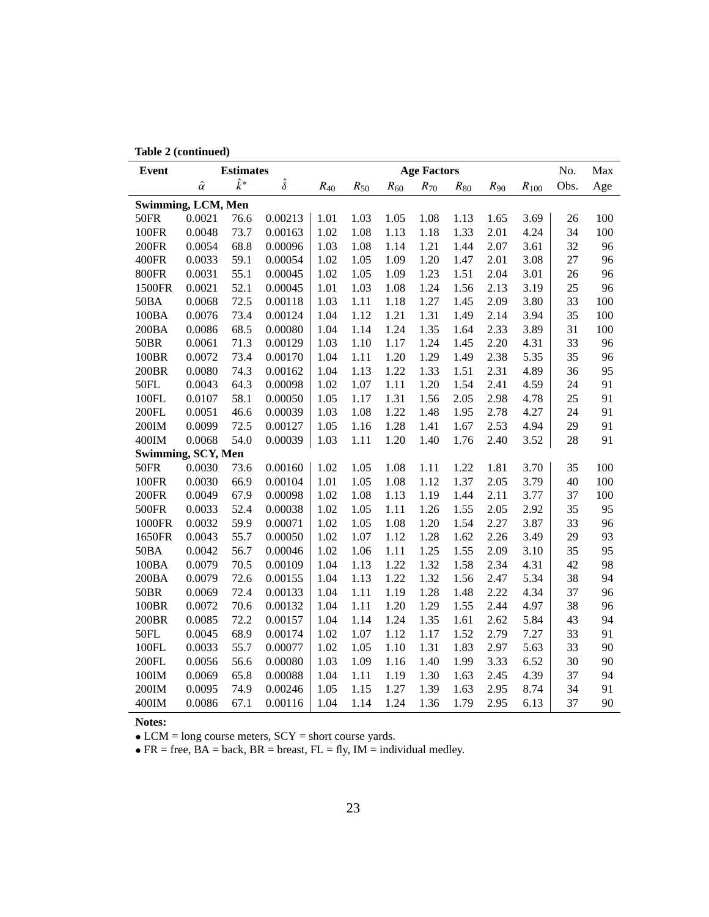**Table 2 (continued)**

| Event | Estimates | | | Age Factors | | | | | | | No. | Max |
|---|---|---|---|---|---|---|---|---|---|---|---|---|
| | $\hat{\alpha}$ | $\hat{k}^*$ | $\hat{\delta}$ | $R_{40}$ | $R_{50}$ | $R_{60}$ | $R_{70}$ | $R_{80}$ | $R_{90}$ | $R_{100}$ | Obs. | Age |
| **Swimming, LCM, Men** | | | | | | | | | | | | |
| 50FR | 0.0021 | 76.6 | 0.00213 | 1.01 | 1.03 | 1.05 | 1.08 | 1.13 | 1.65 | 3.69 | 26 | 100 |
| 100FR | 0.0048 | 73.7 | 0.00163 | 1.02 | 1.08 | 1.13 | 1.18 | 1.33 | 2.01 | 4.24 | 34 | 100 |
| 200FR | 0.0054 | 68.8 | 0.00096 | 1.03 | 1.08 | 1.14 | 1.21 | 1.44 | 2.07 | 3.61 | 32 | 96 |
| 400FR | 0.0033 | 59.1 | 0.00054 | 1.02 | 1.05 | 1.09 | 1.20 | 1.47 | 2.01 | 3.08 | 27 | 96 |
| 800FR | 0.0031 | 55.1 | 0.00045 | 1.02 | 1.05 | 1.09 | 1.23 | 1.51 | 2.04 | 3.01 | 26 | 96 |
| 1500FR | 0.0021 | 52.1 | 0.00045 | 1.01 | 1.03 | 1.08 | 1.24 | 1.56 | 2.13 | 3.19 | 25 | 96 |
| 50BA | 0.0068 | 72.5 | 0.00118 | 1.03 | 1.11 | 1.18 | 1.27 | 1.45 | 2.09 | 3.80 | 33 | 100 |
| 100BA | 0.0076 | 73.4 | 0.00124 | 1.04 | 1.12 | 1.21 | 1.31 | 1.49 | 2.14 | 3.94 | 35 | 100 |
| 200BA | 0.0086 | 68.5 | 0.00080 | 1.04 | 1.14 | 1.24 | 1.35 | 1.64 | 2.33 | 3.89 | 31 | 100 |
| 50BR | 0.0061 | 71.3 | 0.00129 | 1.03 | 1.10 | 1.17 | 1.24 | 1.45 | 2.20 | 4.31 | 33 | 96 |
| 100BR | 0.0072 | 73.4 | 0.00170 | 1.04 | 1.11 | 1.20 | 1.29 | 1.49 | 2.38 | 5.35 | 35 | 96 |
| 200BR | 0.0080 | 74.3 | 0.00162 | 1.04 | 1.13 | 1.22 | 1.33 | 1.51 | 2.31 | 4.89 | 36 | 95 |
| 50FL | 0.0043 | 64.3 | 0.00098 | 1.02 | 1.07 | 1.11 | 1.20 | 1.54 | 2.41 | 4.59 | 24 | 91 |
| 100FL | 0.0107 | 58.1 | 0.00050 | 1.05 | 1.17 | 1.31 | 1.56 | 2.05 | 2.98 | 4.78 | 25 | 91 |
| 200FL | 0.0051 | 46.6 | 0.00039 | 1.03 | 1.08 | 1.22 | 1.48 | 1.95 | 2.78 | 4.27 | 24 | 91 |
| 200IM | 0.0099 | 72.5 | 0.00127 | 1.05 | 1.16 | 1.28 | 1.41 | 1.67 | 2.53 | 4.94 | 29 | 91 |
| 400IM | 0.0068 | 54.0 | 0.00039 | 1.03 | 1.11 | 1.20 | 1.40 | 1.76 | 2.40 | 3.52 | 28 | 91 |
| **Swimming, SCY, Men** | | | | | | | | | | | | |
| 50FR | 0.0030 | 73.6 | 0.00160 | 1.02 | 1.05 | 1.08 | 1.11 | 1.22 | 1.81 | 3.70 | 35 | 100 |
| 100FR | 0.0030 | 66.9 | 0.00104 | 1.01 | 1.05 | 1.08 | 1.12 | 1.37 | 2.05 | 3.79 | 40 | 100 |
| 200FR | 0.0049 | 67.9 | 0.00098 | 1.02 | 1.08 | 1.13 | 1.19 | 1.44 | 2.11 | 3.77 | 37 | 100 |
| 500FR | 0.0033 | 52.4 | 0.00038 | 1.02 | 1.05 | 1.11 | 1.26 | 1.55 | 2.05 | 2.92 | 35 | 95 |
| 1000FR | 0.0032 | 59.9 | 0.00071 | 1.02 | 1.05 | 1.08 | 1.20 | 1.54 | 2.27 | 3.87 | 33 | 96 |
| 1650FR | 0.0043 | 55.7 | 0.00050 | 1.02 | 1.07 | 1.12 | 1.28 | 1.62 | 2.26 | 3.49 | 29 | 93 |
| 50BA | 0.0042 | 56.7 | 0.00046 | 1.02 | 1.06 | 1.11 | 1.25 | 1.55 | 2.09 | 3.10 | 35 | 95 |
| 100BA | 0.0079 | 70.5 | 0.00109 | 1.04 | 1.13 | 1.22 | 1.32 | 1.58 | 2.34 | 4.31 | 42 | 98 |
| 200BA | 0.0079 | 72.6 | 0.00155 | 1.04 | 1.13 | 1.22 | 1.32 | 1.56 | 2.47 | 5.34 | 38 | 94 |
| 50BR | 0.0069 | 72.4 | 0.00133 | 1.04 | 1.11 | 1.19 | 1.28 | 1.48 | 2.22 | 4.34 | 37 | 96 |
| 100BR | 0.0072 | 70.6 | 0.00132 | 1.04 | 1.11 | 1.20 | 1.29 | 1.55 | 2.44 | 4.97 | 38 | 96 |
| 200BR | 0.0085 | 72.2 | 0.00157 | 1.04 | 1.14 | 1.24 | 1.35 | 1.61 | 2.62 | 5.84 | 43 | 94 |
| 50FL | 0.0045 | 68.9 | 0.00174 | 1.02 | 1.07 | 1.12 | 1.17 | 1.52 | 2.79 | 7.27 | 33 | 91 |
| 100FL | 0.0033 | 55.7 | 0.00077 | 1.02 | 1.05 | 1.10 | 1.31 | 1.83 | 2.97 | 5.63 | 33 | 90 |
| 200FL | 0.0056 | 56.6 | 0.00080 | 1.03 | 1.09 | 1.16 | 1.40 | 1.99 | 3.33 | 6.52 | 30 | 90 |
| 100IM | 0.0069 | 65.8 | 0.00088 | 1.04 | 1.11 | 1.19 | 1.30 | 1.63 | 2.45 | 4.39 | 37 | 94 |
| 200IM | 0.0095 | 74.9 | 0.00246 | 1.05 | 1.15 | 1.27 | 1.39 | 1.63 | 2.95 | 8.74 | 34 | 91 |
| 400IM | 0.0086 | 67.1 | 0.00116 | 1.04 | 1.14 | 1.24 | 1.36 | 1.79 | 2.95 | 6.13 | 37 | 90 |

**Notes:**

- LCM = long course meters, SCY = short course yards.
- FR = free, BA = back, BR = breast, FL = fly, IM = individual medley.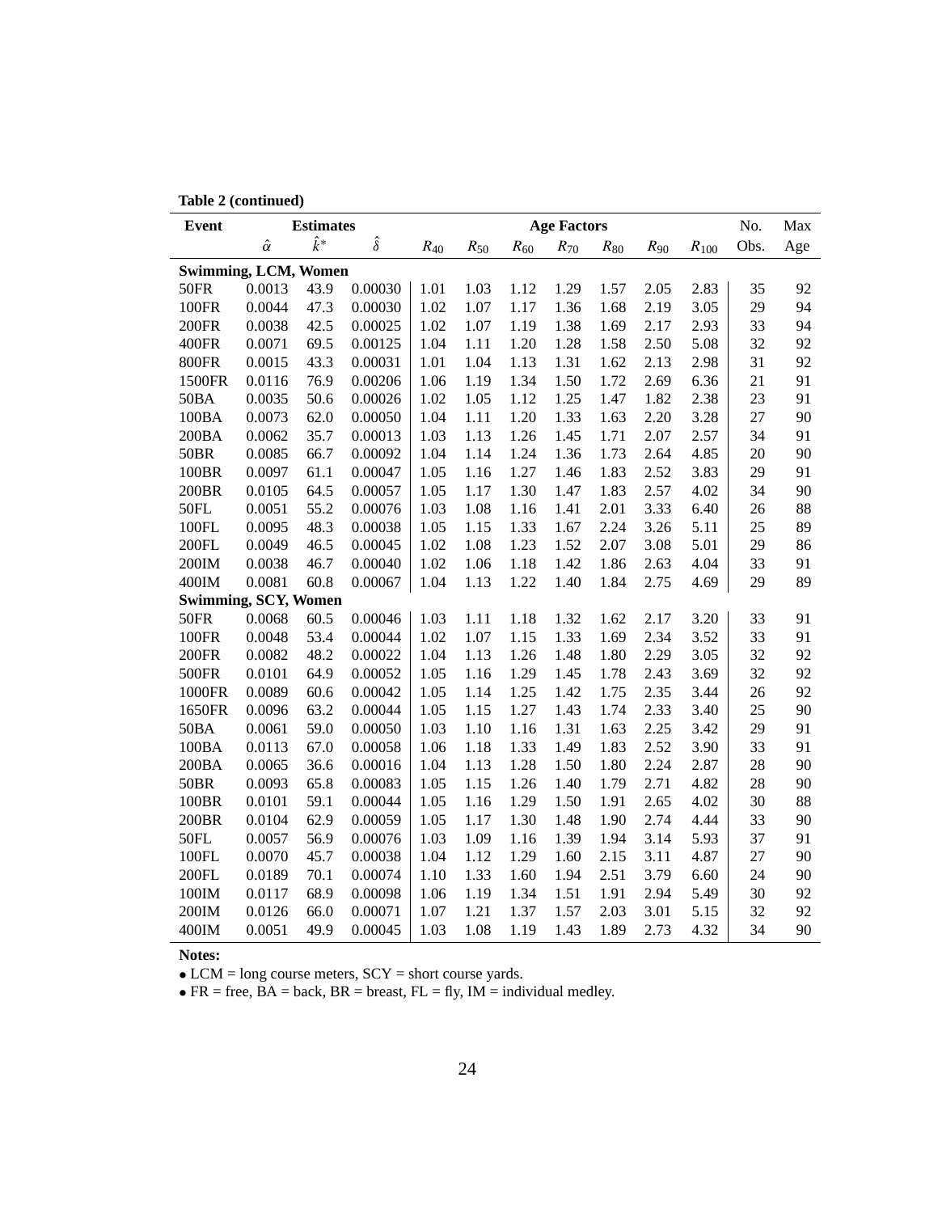**Table 2 (continued)**

| Event | Estimates | | | Age Factors | | | | | | | No. | Max |
|---|---|---|---|---|---|---|---|---|---|---|---|---|
| | $\hat{\alpha}$ | $\hat{k}^*$ | $\hat{\delta}$ | $R_{40}$ | $R_{50}$ | $R_{60}$ | $R_{70}$ | $R_{80}$ | $R_{90}$ | $R_{100}$ | Obs. | Age |
| **Swimming, LCM, Women** | | | | | | | | | | | | |
| 50FR | 0.0013 | 43.9 | 0.00030 | 1.01 | 1.03 | 1.12 | 1.29 | 1.57 | 2.05 | 2.83 | 35 | 92 |
| 100FR | 0.0044 | 47.3 | 0.00030 | 1.02 | 1.07 | 1.17 | 1.36 | 1.68 | 2.19 | 3.05 | 29 | 94 |
| 200FR | 0.0038 | 42.5 | 0.00025 | 1.02 | 1.07 | 1.19 | 1.38 | 1.69 | 2.17 | 2.93 | 33 | 94 |
| 400FR | 0.0071 | 69.5 | 0.00125 | 1.04 | 1.11 | 1.20 | 1.28 | 1.58 | 2.50 | 5.08 | 32 | 92 |
| 800FR | 0.0015 | 43.3 | 0.00031 | 1.01 | 1.04 | 1.13 | 1.31 | 1.62 | 2.13 | 2.98 | 31 | 92 |
| 1500FR | 0.0116 | 76.9 | 0.00206 | 1.06 | 1.19 | 1.34 | 1.50 | 1.72 | 2.69 | 6.36 | 21 | 91 |
| 50BA | 0.0035 | 50.6 | 0.00026 | 1.02 | 1.05 | 1.12 | 1.25 | 1.47 | 1.82 | 2.38 | 23 | 91 |
| 100BA | 0.0073 | 62.0 | 0.00050 | 1.04 | 1.11 | 1.20 | 1.33 | 1.63 | 2.20 | 3.28 | 27 | 90 |
| 200BA | 0.0062 | 35.7 | 0.00013 | 1.03 | 1.13 | 1.26 | 1.45 | 1.71 | 2.07 | 2.57 | 34 | 91 |
| 50BR | 0.0085 | 66.7 | 0.00092 | 1.04 | 1.14 | 1.24 | 1.36 | 1.73 | 2.64 | 4.85 | 20 | 90 |
| 100BR | 0.0097 | 61.1 | 0.00047 | 1.05 | 1.16 | 1.27 | 1.46 | 1.83 | 2.52 | 3.83 | 29 | 91 |
| 200BR | 0.0105 | 64.5 | 0.00057 | 1.05 | 1.17 | 1.30 | 1.47 | 1.83 | 2.57 | 4.02 | 34 | 90 |
| 50FL | 0.0051 | 55.2 | 0.00076 | 1.03 | 1.08 | 1.16 | 1.41 | 2.01 | 3.33 | 6.40 | 26 | 88 |
| 100FL | 0.0095 | 48.3 | 0.00038 | 1.05 | 1.15 | 1.33 | 1.67 | 2.24 | 3.26 | 5.11 | 25 | 89 |
| 200FL | 0.0049 | 46.5 | 0.00045 | 1.02 | 1.08 | 1.23 | 1.52 | 2.07 | 3.08 | 5.01 | 29 | 86 |
| 200IM | 0.0038 | 46.7 | 0.00040 | 1.02 | 1.06 | 1.18 | 1.42 | 1.86 | 2.63 | 4.04 | 33 | 91 |
| 400IM | 0.0081 | 60.8 | 0.00067 | 1.04 | 1.13 | 1.22 | 1.40 | 1.84 | 2.75 | 4.69 | 29 | 89 |
| **Swimming, SCY, Women** | | | | | | | | | | | | |
| 50FR | 0.0068 | 60.5 | 0.00046 | 1.03 | 1.11 | 1.18 | 1.32 | 1.62 | 2.17 | 3.20 | 33 | 91 |
| 100FR | 0.0048 | 53.4 | 0.00044 | 1.02 | 1.07 | 1.15 | 1.33 | 1.69 | 2.34 | 3.52 | 33 | 91 |
| 200FR | 0.0082 | 48.2 | 0.00022 | 1.04 | 1.13 | 1.26 | 1.48 | 1.80 | 2.29 | 3.05 | 32 | 92 |
| 500FR | 0.0101 | 64.9 | 0.00052 | 1.05 | 1.16 | 1.29 | 1.45 | 1.78 | 2.43 | 3.69 | 32 | 92 |
| 1000FR | 0.0089 | 60.6 | 0.00042 | 1.05 | 1.14 | 1.25 | 1.42 | 1.75 | 2.35 | 3.44 | 26 | 92 |
| 1650FR | 0.0096 | 63.2 | 0.00044 | 1.05 | 1.15 | 1.27 | 1.43 | 1.74 | 2.33 | 3.40 | 25 | 90 |
| 50BA | 0.0061 | 59.0 | 0.00050 | 1.03 | 1.10 | 1.16 | 1.31 | 1.63 | 2.25 | 3.42 | 29 | 91 |
| 100BA | 0.0113 | 67.0 | 0.00058 | 1.06 | 1.18 | 1.33 | 1.49 | 1.83 | 2.52 | 3.90 | 33 | 91 |
| 200BA | 0.0065 | 36.6 | 0.00016 | 1.04 | 1.13 | 1.28 | 1.50 | 1.80 | 2.24 | 2.87 | 28 | 90 |
| 50BR | 0.0093 | 65.8 | 0.00083 | 1.05 | 1.15 | 1.26 | 1.40 | 1.79 | 2.71 | 4.82 | 28 | 90 |
| 100BR | 0.0101 | 59.1 | 0.00044 | 1.05 | 1.16 | 1.29 | 1.50 | 1.91 | 2.65 | 4.02 | 30 | 88 |
| 200BR | 0.0104 | 62.9 | 0.00059 | 1.05 | 1.17 | 1.30 | 1.48 | 1.90 | 2.74 | 4.44 | 33 | 90 |
| 50FL | 0.0057 | 56.9 | 0.00076 | 1.03 | 1.09 | 1.16 | 1.39 | 1.94 | 3.14 | 5.93 | 37 | 91 |
| 100FL | 0.0070 | 45.7 | 0.00038 | 1.04 | 1.12 | 1.29 | 1.60 | 2.15 | 3.11 | 4.87 | 27 | 90 |
| 200FL | 0.0189 | 70.1 | 0.00074 | 1.10 | 1.33 | 1.60 | 1.94 | 2.51 | 3.79 | 6.60 | 24 | 90 |
| 100IM | 0.0117 | 68.9 | 0.00098 | 1.06 | 1.19 | 1.34 | 1.51 | 1.91 | 2.94 | 5.49 | 30 | 92 |
| 200IM | 0.0126 | 66.0 | 0.00071 | 1.07 | 1.21 | 1.37 | 1.57 | 2.03 | 3.01 | 5.15 | 32 | 92 |
| 400IM | 0.0051 | 49.9 | 0.00045 | 1.03 | 1.08 | 1.19 | 1.43 | 1.89 | 2.73 | 4.32 | 34 | 90 |

**Notes:**

- LCM = long course meters, SCY = short course yards.
- FR = free, BA = back, BR = breast, FL = fly, IM = individual medley.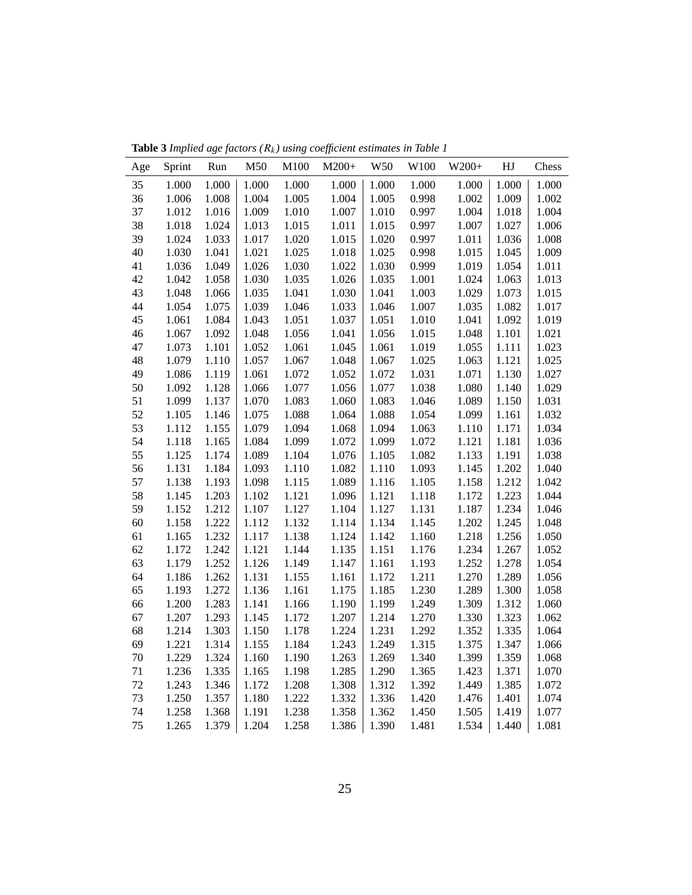**Table 3** *Implied age factors ($R_k$) using coefficient estimates in Table 1*

| Age | Sprint | Run | M50 | M100 | M200+ | W50 | W100 | W200+ | HJ | Chess |
|---|---|---|---|---|---|---|---|---|---|---|
| 35 | 1.000 | 1.000 | 1.000 | 1.000 | 1.000 | 1.000 | 1.000 | 1.000 | 1.000 | 1.000 |
| 36 | 1.006 | 1.008 | 1.004 | 1.005 | 1.004 | 1.005 | 0.998 | 1.002 | 1.009 | 1.002 |
| 37 | 1.012 | 1.016 | 1.009 | 1.010 | 1.007 | 1.010 | 0.997 | 1.004 | 1.018 | 1.004 |
| 38 | 1.018 | 1.024 | 1.013 | 1.015 | 1.011 | 1.015 | 0.997 | 1.007 | 1.027 | 1.006 |
| 39 | 1.024 | 1.033 | 1.017 | 1.020 | 1.015 | 1.020 | 0.997 | 1.011 | 1.036 | 1.008 |
| 40 | 1.030 | 1.041 | 1.021 | 1.025 | 1.018 | 1.025 | 0.998 | 1.015 | 1.045 | 1.009 |
| 41 | 1.036 | 1.049 | 1.026 | 1.030 | 1.022 | 1.030 | 0.999 | 1.019 | 1.054 | 1.011 |
| 42 | 1.042 | 1.058 | 1.030 | 1.035 | 1.026 | 1.035 | 1.001 | 1.024 | 1.063 | 1.013 |
| 43 | 1.048 | 1.066 | 1.035 | 1.041 | 1.030 | 1.041 | 1.003 | 1.029 | 1.073 | 1.015 |
| 44 | 1.054 | 1.075 | 1.039 | 1.046 | 1.033 | 1.046 | 1.007 | 1.035 | 1.082 | 1.017 |
| 45 | 1.061 | 1.084 | 1.043 | 1.051 | 1.037 | 1.051 | 1.010 | 1.041 | 1.092 | 1.019 |
| 46 | 1.067 | 1.092 | 1.048 | 1.056 | 1.041 | 1.056 | 1.015 | 1.048 | 1.101 | 1.021 |
| 47 | 1.073 | 1.101 | 1.052 | 1.061 | 1.045 | 1.061 | 1.019 | 1.055 | 1.111 | 1.023 |
| 48 | 1.079 | 1.110 | 1.057 | 1.067 | 1.048 | 1.067 | 1.025 | 1.063 | 1.121 | 1.025 |
| 49 | 1.086 | 1.119 | 1.061 | 1.072 | 1.052 | 1.072 | 1.031 | 1.071 | 1.130 | 1.027 |
| 50 | 1.092 | 1.128 | 1.066 | 1.077 | 1.056 | 1.077 | 1.038 | 1.080 | 1.140 | 1.029 |
| 51 | 1.099 | 1.137 | 1.070 | 1.083 | 1.060 | 1.083 | 1.046 | 1.089 | 1.150 | 1.031 |
| 52 | 1.105 | 1.146 | 1.075 | 1.088 | 1.064 | 1.088 | 1.054 | 1.099 | 1.161 | 1.032 |
| 53 | 1.112 | 1.155 | 1.079 | 1.094 | 1.068 | 1.094 | 1.063 | 1.110 | 1.171 | 1.034 |
| 54 | 1.118 | 1.165 | 1.084 | 1.099 | 1.072 | 1.099 | 1.072 | 1.121 | 1.181 | 1.036 |
| 55 | 1.125 | 1.174 | 1.089 | 1.104 | 1.076 | 1.105 | 1.082 | 1.133 | 1.191 | 1.038 |
| 56 | 1.131 | 1.184 | 1.093 | 1.110 | 1.082 | 1.110 | 1.093 | 1.145 | 1.202 | 1.040 |
| 57 | 1.138 | 1.193 | 1.098 | 1.115 | 1.089 | 1.116 | 1.105 | 1.158 | 1.212 | 1.042 |
| 58 | 1.145 | 1.203 | 1.102 | 1.121 | 1.096 | 1.121 | 1.118 | 1.172 | 1.223 | 1.044 |
| 59 | 1.152 | 1.212 | 1.107 | 1.127 | 1.104 | 1.127 | 1.131 | 1.187 | 1.234 | 1.046 |
| 60 | 1.158 | 1.222 | 1.112 | 1.132 | 1.114 | 1.134 | 1.145 | 1.202 | 1.245 | 1.048 |
| 61 | 1.165 | 1.232 | 1.117 | 1.138 | 1.124 | 1.142 | 1.160 | 1.218 | 1.256 | 1.050 |
| 62 | 1.172 | 1.242 | 1.121 | 1.144 | 1.135 | 1.151 | 1.176 | 1.234 | 1.267 | 1.052 |
| 63 | 1.179 | 1.252 | 1.126 | 1.149 | 1.147 | 1.161 | 1.193 | 1.252 | 1.278 | 1.054 |
| 64 | 1.186 | 1.262 | 1.131 | 1.155 | 1.161 | 1.172 | 1.211 | 1.270 | 1.289 | 1.056 |
| 65 | 1.193 | 1.272 | 1.136 | 1.161 | 1.175 | 1.185 | 1.230 | 1.289 | 1.300 | 1.058 |
| 66 | 1.200 | 1.283 | 1.141 | 1.166 | 1.190 | 1.199 | 1.249 | 1.309 | 1.312 | 1.060 |
| 67 | 1.207 | 1.293 | 1.145 | 1.172 | 1.207 | 1.214 | 1.270 | 1.330 | 1.323 | 1.062 |
| 68 | 1.214 | 1.303 | 1.150 | 1.178 | 1.224 | 1.231 | 1.292 | 1.352 | 1.335 | 1.064 |
| 69 | 1.221 | 1.314 | 1.155 | 1.184 | 1.243 | 1.249 | 1.315 | 1.375 | 1.347 | 1.066 |
| 70 | 1.229 | 1.324 | 1.160 | 1.190 | 1.263 | 1.269 | 1.340 | 1.399 | 1.359 | 1.068 |
| 71 | 1.236 | 1.335 | 1.165 | 1.198 | 1.285 | 1.290 | 1.365 | 1.423 | 1.371 | 1.070 |
| 72 | 1.243 | 1.346 | 1.172 | 1.208 | 1.308 | 1.312 | 1.392 | 1.449 | 1.385 | 1.072 |
| 73 | 1.250 | 1.357 | 1.180 | 1.222 | 1.332 | 1.336 | 1.420 | 1.476 | 1.401 | 1.074 |
| 74 | 1.258 | 1.368 | 1.191 | 1.238 | 1.358 | 1.362 | 1.450 | 1.505 | 1.419 | 1.077 |
| 75 | 1.265 | 1.379 | 1.204 | 1.258 | 1.386 | 1.390 | 1.481 | 1.534 | 1.440 | 1.081 |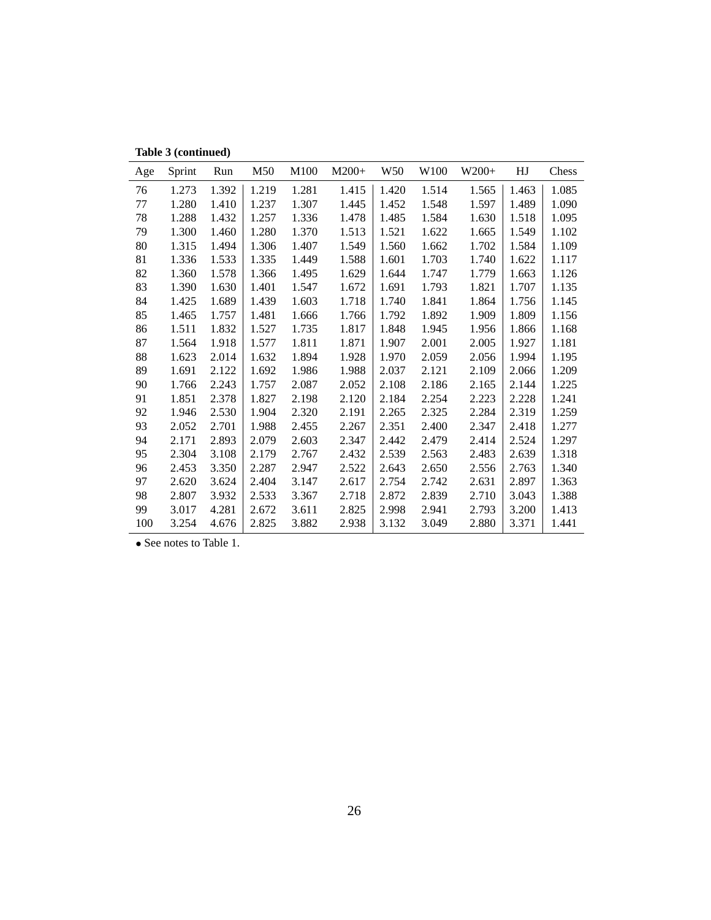**Table 3 (continued)**

| Age | Sprint | Run | M50 | M100 | M200+ | W50 | W100 | W200+ | HJ | Chess |
|---|---|---|---|---|---|---|---|---|---|---|
| 76 | 1.273 | 1.392 | 1.219 | 1.281 | 1.415 | 1.420 | 1.514 | 1.565 | 1.463 | 1.085 |
| 77 | 1.280 | 1.410 | 1.237 | 1.307 | 1.445 | 1.452 | 1.548 | 1.597 | 1.489 | 1.090 |
| 78 | 1.288 | 1.432 | 1.257 | 1.336 | 1.478 | 1.485 | 1.584 | 1.630 | 1.518 | 1.095 |
| 79 | 1.300 | 1.460 | 1.280 | 1.370 | 1.513 | 1.521 | 1.622 | 1.665 | 1.549 | 1.102 |
| 80 | 1.315 | 1.494 | 1.306 | 1.407 | 1.549 | 1.560 | 1.662 | 1.702 | 1.584 | 1.109 |
| 81 | 1.336 | 1.533 | 1.335 | 1.449 | 1.588 | 1.601 | 1.703 | 1.740 | 1.622 | 1.117 |
| 82 | 1.360 | 1.578 | 1.366 | 1.495 | 1.629 | 1.644 | 1.747 | 1.779 | 1.663 | 1.126 |
| 83 | 1.390 | 1.630 | 1.401 | 1.547 | 1.672 | 1.691 | 1.793 | 1.821 | 1.707 | 1.135 |
| 84 | 1.425 | 1.689 | 1.439 | 1.603 | 1.718 | 1.740 | 1.841 | 1.864 | 1.756 | 1.145 |
| 85 | 1.465 | 1.757 | 1.481 | 1.666 | 1.766 | 1.792 | 1.892 | 1.909 | 1.809 | 1.156 |
| 86 | 1.511 | 1.832 | 1.527 | 1.735 | 1.817 | 1.848 | 1.945 | 1.956 | 1.866 | 1.168 |
| 87 | 1.564 | 1.918 | 1.577 | 1.811 | 1.871 | 1.907 | 2.001 | 2.005 | 1.927 | 1.181 |
| 88 | 1.623 | 2.014 | 1.632 | 1.894 | 1.928 | 1.970 | 2.059 | 2.056 | 1.994 | 1.195 |
| 89 | 1.691 | 2.122 | 1.692 | 1.986 | 1.988 | 2.037 | 2.121 | 2.109 | 2.066 | 1.209 |
| 90 | 1.766 | 2.243 | 1.757 | 2.087 | 2.052 | 2.108 | 2.186 | 2.165 | 2.144 | 1.225 |
| 91 | 1.851 | 2.378 | 1.827 | 2.198 | 2.120 | 2.184 | 2.254 | 2.223 | 2.228 | 1.241 |
| 92 | 1.946 | 2.530 | 1.904 | 2.320 | 2.191 | 2.265 | 2.325 | 2.284 | 2.319 | 1.259 |
| 93 | 2.052 | 2.701 | 1.988 | 2.455 | 2.267 | 2.351 | 2.400 | 2.347 | 2.418 | 1.277 |
| 94 | 2.171 | 2.893 | 2.079 | 2.603 | 2.347 | 2.442 | 2.479 | 2.414 | 2.524 | 1.297 |
| 95 | 2.304 | 3.108 | 2.179 | 2.767 | 2.432 | 2.539 | 2.563 | 2.483 | 2.639 | 1.318 |
| 96 | 2.453 | 3.350 | 2.287 | 2.947 | 2.522 | 2.643 | 2.650 | 2.556 | 2.763 | 1.340 |
| 97 | 2.620 | 3.624 | 2.404 | 3.147 | 2.617 | 2.754 | 2.742 | 2.631 | 2.897 | 1.363 |
| 98 | 2.807 | 3.932 | 2.533 | 3.367 | 2.718 | 2.872 | 2.839 | 2.710 | 3.043 | 1.388 |
| 99 | 3.017 | 4.281 | 2.672 | 3.611 | 2.825 | 2.998 | 2.941 | 2.793 | 3.200 | 1.413 |
| 100 | 3.254 | 4.676 | 2.825 | 3.882 | 2.938 | 3.132 | 3.049 | 2.880 | 3.371 | 1.441 |

• See notes to Table 1.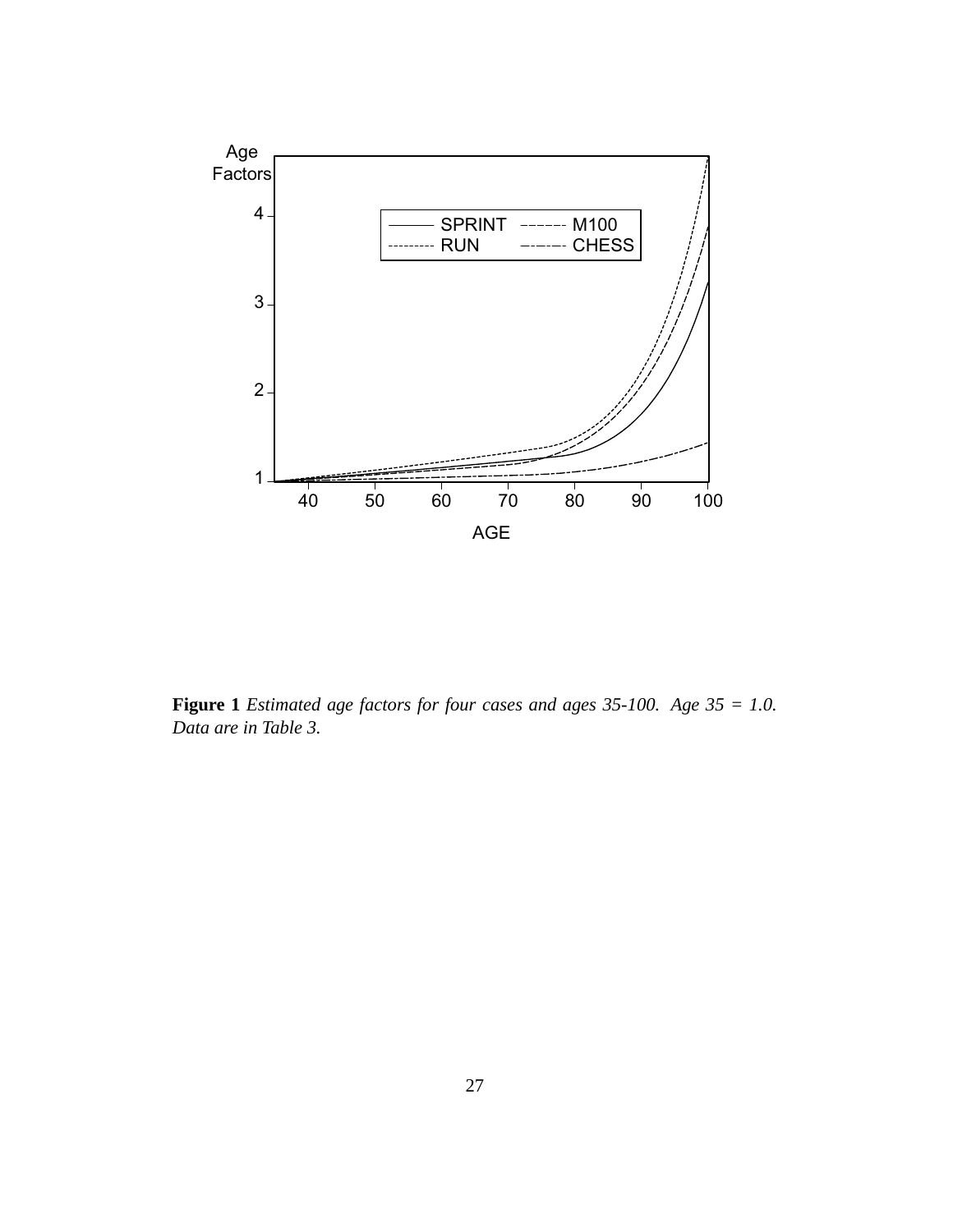Age
Factors

4
3
2
1

SPRINT
RUN
M100
CHESS

40 50 60 70 80 90 100

AGE

**Figure 1** *Estimated age factors for four cases and ages 35-100. Age 35 = 1.0. Data are in Table 3.*